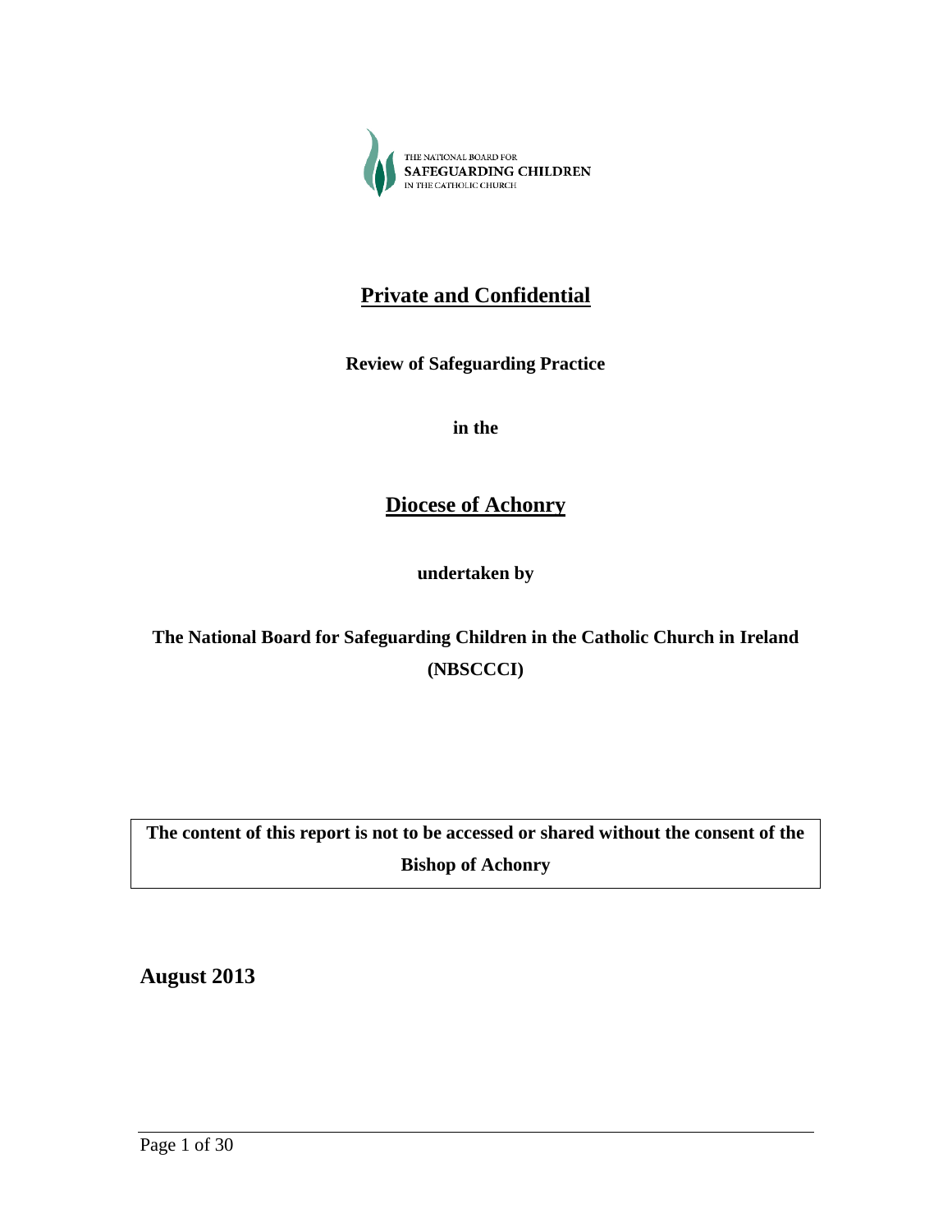THE NATIONAL BOARD FOR
SAFEGUARDING CHILDREN
IN THE CATHOLIC CHURCH

# Private and Confidential

**Review of Safeguarding Practice**

**in the**

## Diocese of Achonry

**undertaken by**

**The National Board for Safeguarding Children in the Catholic Church in Ireland (NBSCCCI)**

| **The content of this report is not to be accessed or shared without the consent of the Bishop of Achonry** |
| --- |

**August 2013**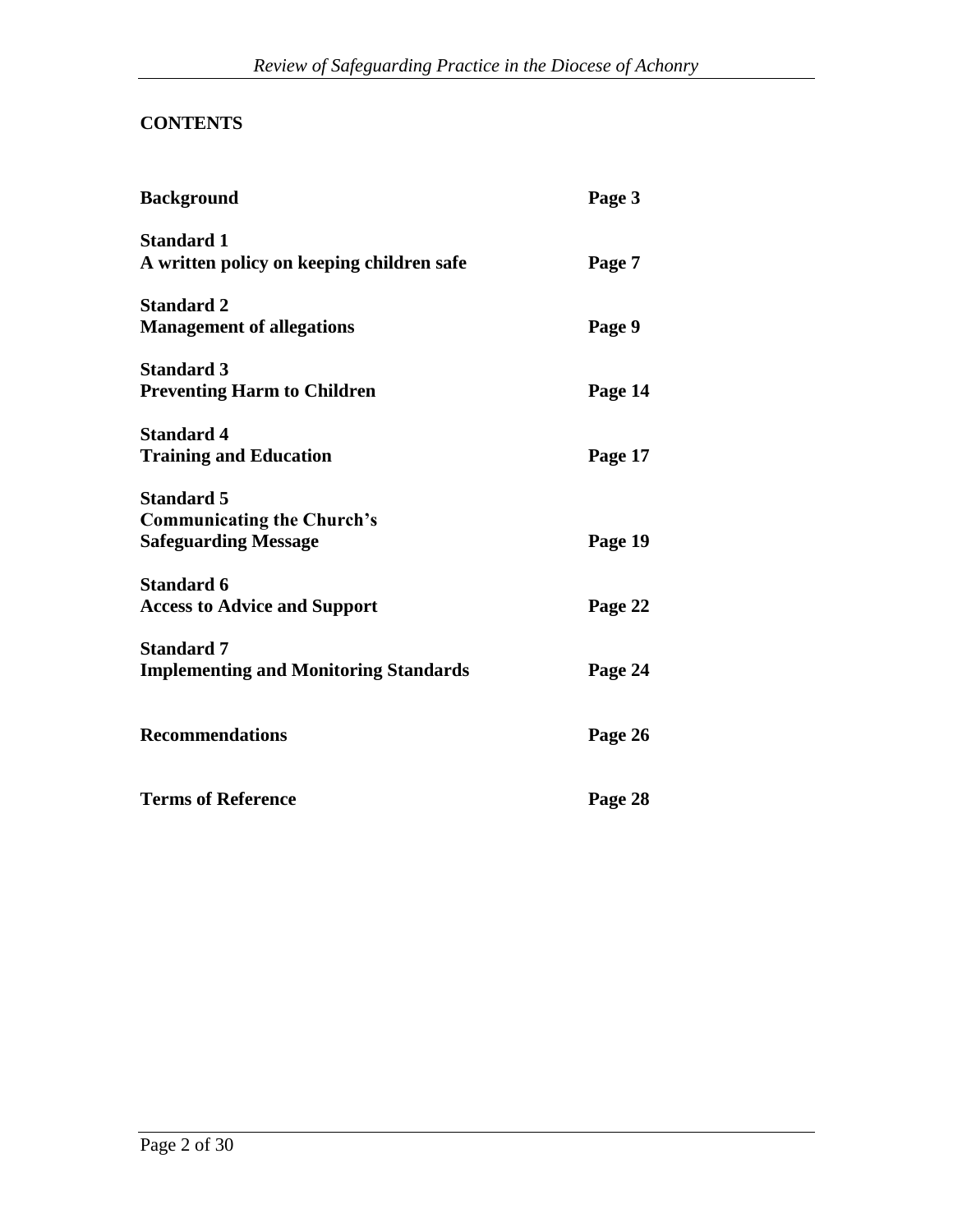## CONTENTS

| | |
|---|---|
| **Background** | **Page 3** |
| **Standard 1**<br>**A written policy on keeping children safe** | **Page 7** |
| **Standard 2**<br>**Management of allegations** | **Page 9** |
| **Standard 3**<br>**Preventing Harm to Children** | **Page 14** |
| **Standard 4**<br>**Training and Education** | **Page 17** |
| **Standard 5**<br>**Communicating the Church's Safeguarding Message** | **Page 19** |
| **Standard 6**<br>**Access to Advice and Support** | **Page 22** |
| **Standard 7**<br>**Implementing and Monitoring Standards** | **Page 24** |
| **Recommendations** | **Page 26** |
| **Terms of Reference** | **Page 28** |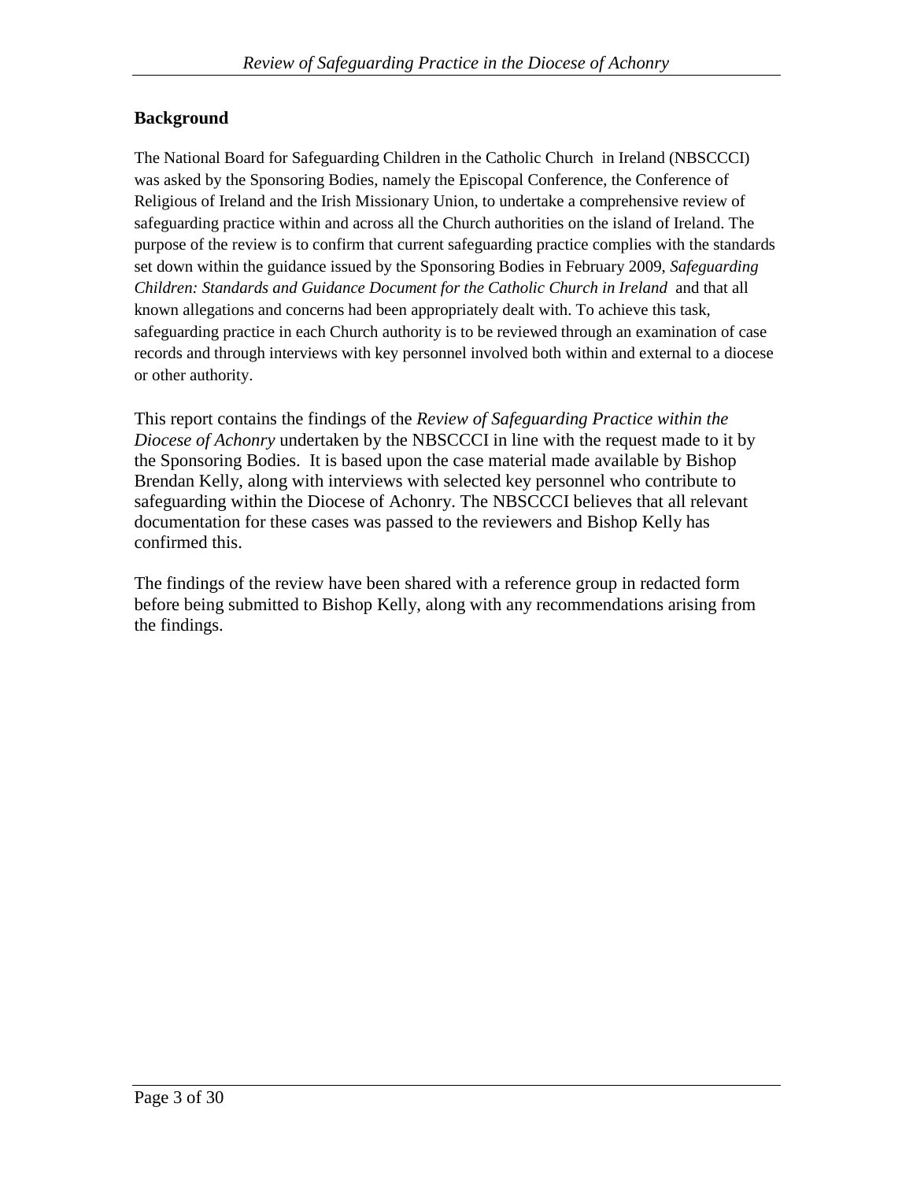## Background

The National Board for Safeguarding Children in the Catholic Church in Ireland (NBSCCCI) was asked by the Sponsoring Bodies, namely the Episcopal Conference, the Conference of Religious of Ireland and the Irish Missionary Union, to undertake a comprehensive review of safeguarding practice within and across all the Church authorities on the island of Ireland. The purpose of the review is to confirm that current safeguarding practice complies with the standards set down within the guidance issued by the Sponsoring Bodies in February 2009, *Safeguarding Children: Standards and Guidance Document for the Catholic Church in Ireland* and that all known allegations and concerns had been appropriately dealt with. To achieve this task, safeguarding practice in each Church authority is to be reviewed through an examination of case records and through interviews with key personnel involved both within and external to a diocese or other authority.

This report contains the findings of the *Review of Safeguarding Practice within the Diocese of Achonry* undertaken by the NBSCCCI in line with the request made to it by the Sponsoring Bodies. It is based upon the case material made available by Bishop Brendan Kelly, along with interviews with selected key personnel who contribute to safeguarding within the Diocese of Achonry. The NBSCCCI believes that all relevant documentation for these cases was passed to the reviewers and Bishop Kelly has confirmed this.

The findings of the review have been shared with a reference group in redacted form before being submitted to Bishop Kelly, along with any recommendations arising from the findings.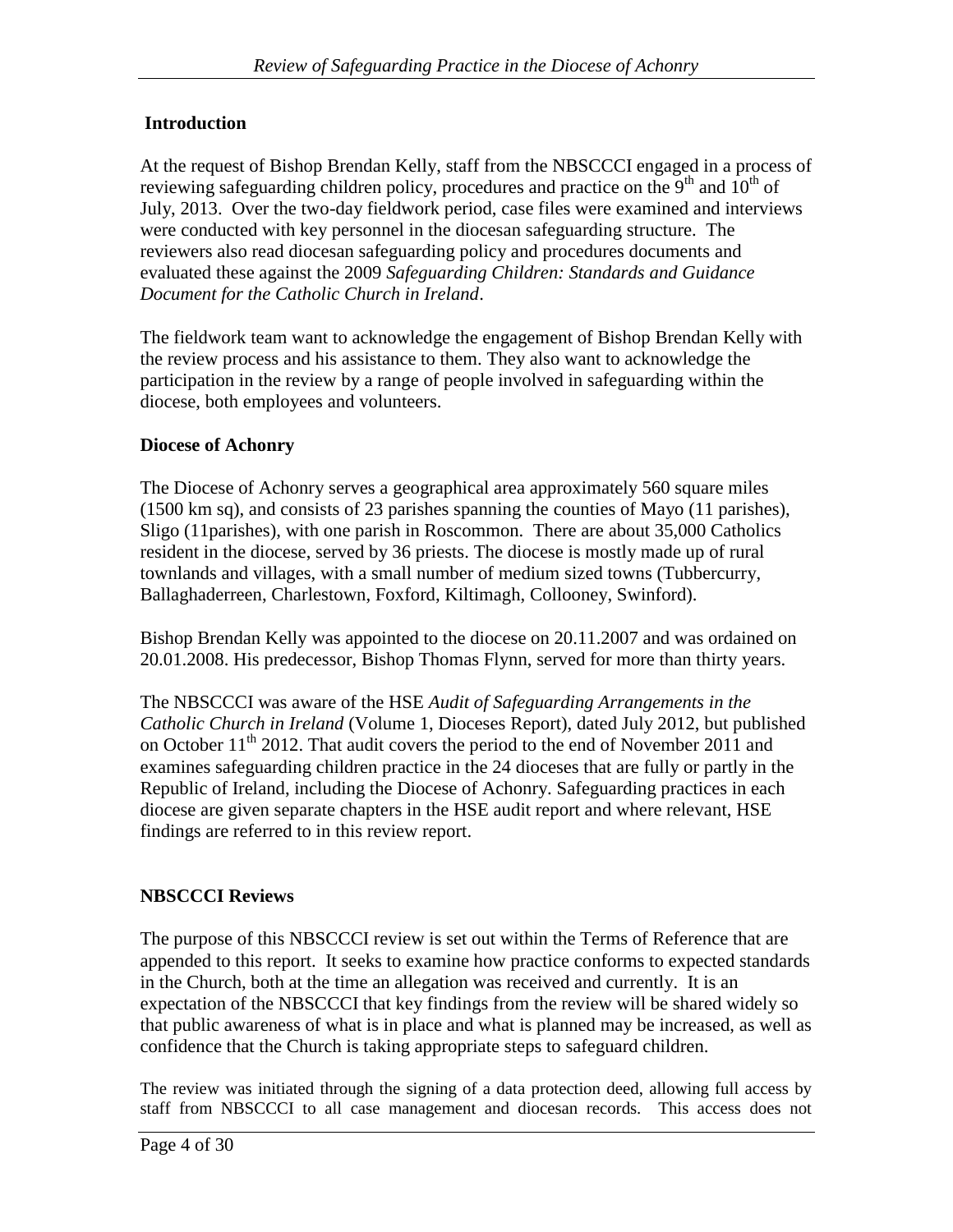## Introduction

At the request of Bishop Brendan Kelly, staff from the NBSCCCI engaged in a process of reviewing safeguarding children policy, procedures and practice on the 9th and 10th of July, 2013. Over the two-day fieldwork period, case files were examined and interviews were conducted with key personnel in the diocesan safeguarding structure. The reviewers also read diocesan safeguarding policy and procedures documents and evaluated these against the 2009 *Safeguarding Children: Standards and Guidance Document for the Catholic Church in Ireland*.

The fieldwork team want to acknowledge the engagement of Bishop Brendan Kelly with the review process and his assistance to them. They also want to acknowledge the participation in the review by a range of people involved in safeguarding within the diocese, both employees and volunteers.

## Diocese of Achonry

The Diocese of Achonry serves a geographical area approximately 560 square miles (1500 km sq), and consists of 23 parishes spanning the counties of Mayo (11 parishes), Sligo (11parishes), with one parish in Roscommon. There are about 35,000 Catholics resident in the diocese, served by 36 priests. The diocese is mostly made up of rural townlands and villages, with a small number of medium sized towns (Tubbercurry, Ballaghaderreen, Charlestown, Foxford, Kiltimagh, Collooney, Swinford).

Bishop Brendan Kelly was appointed to the diocese on 20.11.2007 and was ordained on 20.01.2008. His predecessor, Bishop Thomas Flynn, served for more than thirty years.

The NBSCCCI was aware of the HSE *Audit of Safeguarding Arrangements in the Catholic Church in Ireland* (Volume 1, Dioceses Report), dated July 2012, but published on October 11th 2012. That audit covers the period to the end of November 2011 and examines safeguarding children practice in the 24 dioceses that are fully or partly in the Republic of Ireland, including the Diocese of Achonry. Safeguarding practices in each diocese are given separate chapters in the HSE audit report and where relevant, HSE findings are referred to in this review report.

## NBSCCCI Reviews

The purpose of this NBSCCCI review is set out within the Terms of Reference that are appended to this report. It seeks to examine how practice conforms to expected standards in the Church, both at the time an allegation was received and currently. It is an expectation of the NBSCCCI that key findings from the review will be shared widely so that public awareness of what is in place and what is planned may be increased, as well as confidence that the Church is taking appropriate steps to safeguard children.

The review was initiated through the signing of a data protection deed, allowing full access by staff from NBSCCCI to all case management and diocesan records. This access does not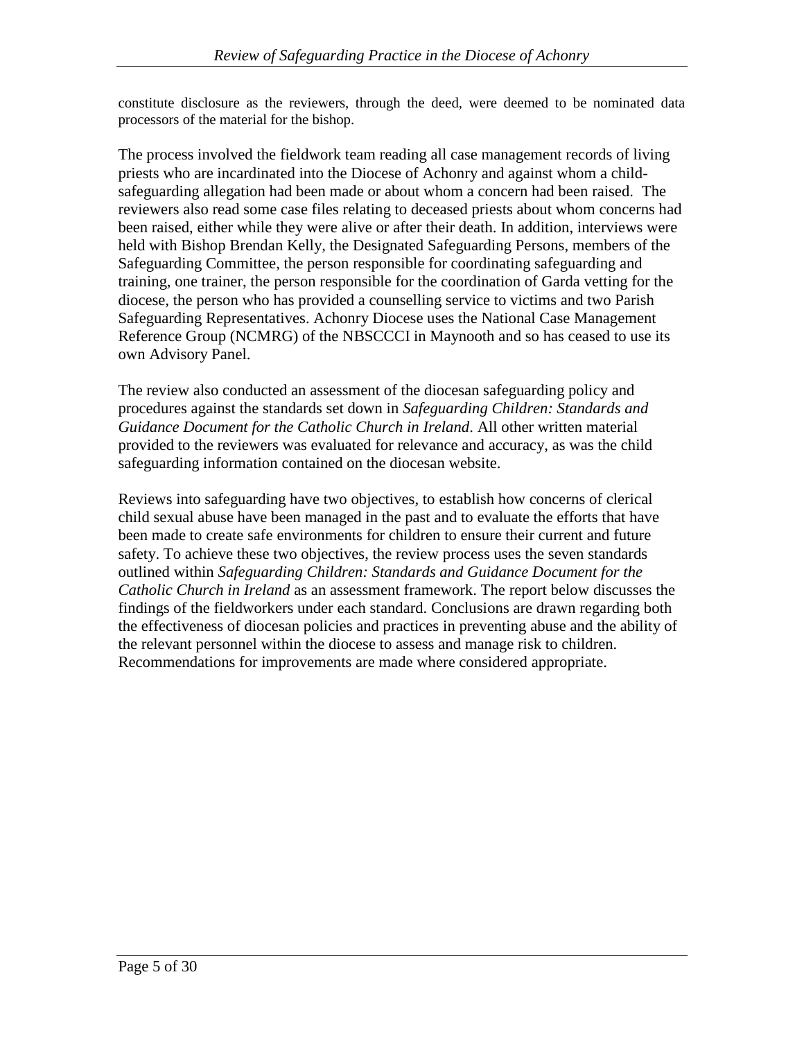constitute disclosure as the reviewers, through the deed, were deemed to be nominated data processors of the material for the bishop.

The process involved the fieldwork team reading all case management records of living priests who are incardinated into the Diocese of Achonry and against whom a child-safeguarding allegation had been made or about whom a concern had been raised. The reviewers also read some case files relating to deceased priests about whom concerns had been raised, either while they were alive or after their death. In addition, interviews were held with Bishop Brendan Kelly, the Designated Safeguarding Persons, members of the Safeguarding Committee, the person responsible for coordinating safeguarding and training, one trainer, the person responsible for the coordination of Garda vetting for the diocese, the person who has provided a counselling service to victims and two Parish Safeguarding Representatives. Achonry Diocese uses the National Case Management Reference Group (NCMRG) of the NBSCCCI in Maynooth and so has ceased to use its own Advisory Panel.

The review also conducted an assessment of the diocesan safeguarding policy and procedures against the standards set down in *Safeguarding Children: Standards and Guidance Document for the Catholic Church in Ireland*. All other written material provided to the reviewers was evaluated for relevance and accuracy, as was the child safeguarding information contained on the diocesan website.

Reviews into safeguarding have two objectives, to establish how concerns of clerical child sexual abuse have been managed in the past and to evaluate the efforts that have been made to create safe environments for children to ensure their current and future safety. To achieve these two objectives, the review process uses the seven standards outlined within *Safeguarding Children: Standards and Guidance Document for the Catholic Church in Ireland* as an assessment framework. The report below discusses the findings of the fieldworkers under each standard. Conclusions are drawn regarding both the effectiveness of diocesan policies and practices in preventing abuse and the ability of the relevant personnel within the diocese to assess and manage risk to children. Recommendations for improvements are made where considered appropriate.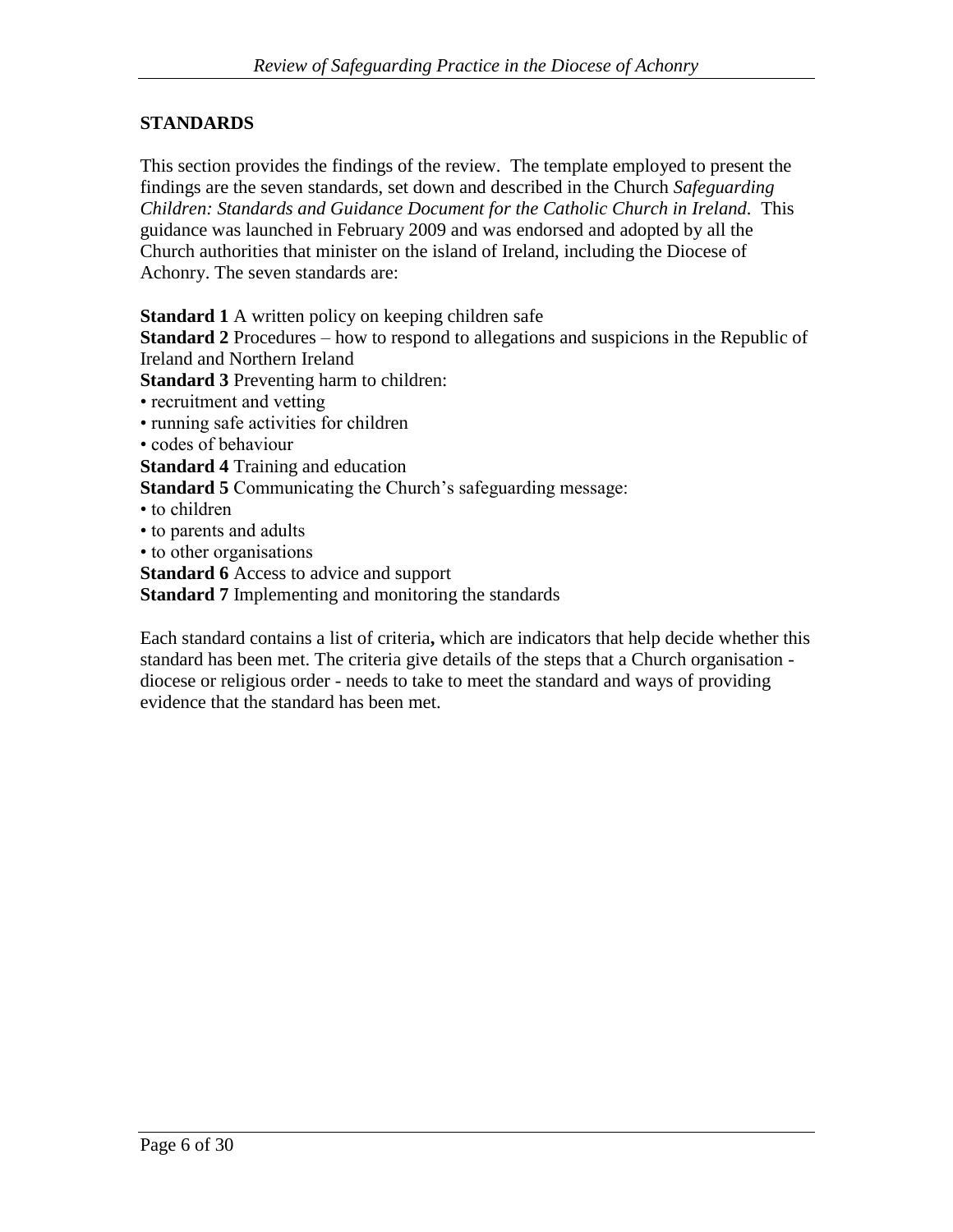## STANDARDS

This section provides the findings of the review. The template employed to present the findings are the seven standards, set down and described in the Church *Safeguarding Children: Standards and Guidance Document for the Catholic Church in Ireland*. This guidance was launched in February 2009 and was endorsed and adopted by all the Church authorities that minister on the island of Ireland, including the Diocese of Achonry. The seven standards are:

**Standard 1** A written policy on keeping children safe
**Standard 2** Procedures – how to respond to allegations and suspicions in the Republic of Ireland and Northern Ireland
**Standard 3** Preventing harm to children:
• recruitment and vetting
• running safe activities for children
• codes of behaviour
**Standard 4** Training and education
**Standard 5** Communicating the Church's safeguarding message:
• to children
• to parents and adults
• to other organisations
**Standard 6** Access to advice and support
**Standard 7** Implementing and monitoring the standards

Each standard contains a list of criteria**,** which are indicators that help decide whether this standard has been met. The criteria give details of the steps that a Church organisation - diocese or religious order - needs to take to meet the standard and ways of providing evidence that the standard has been met.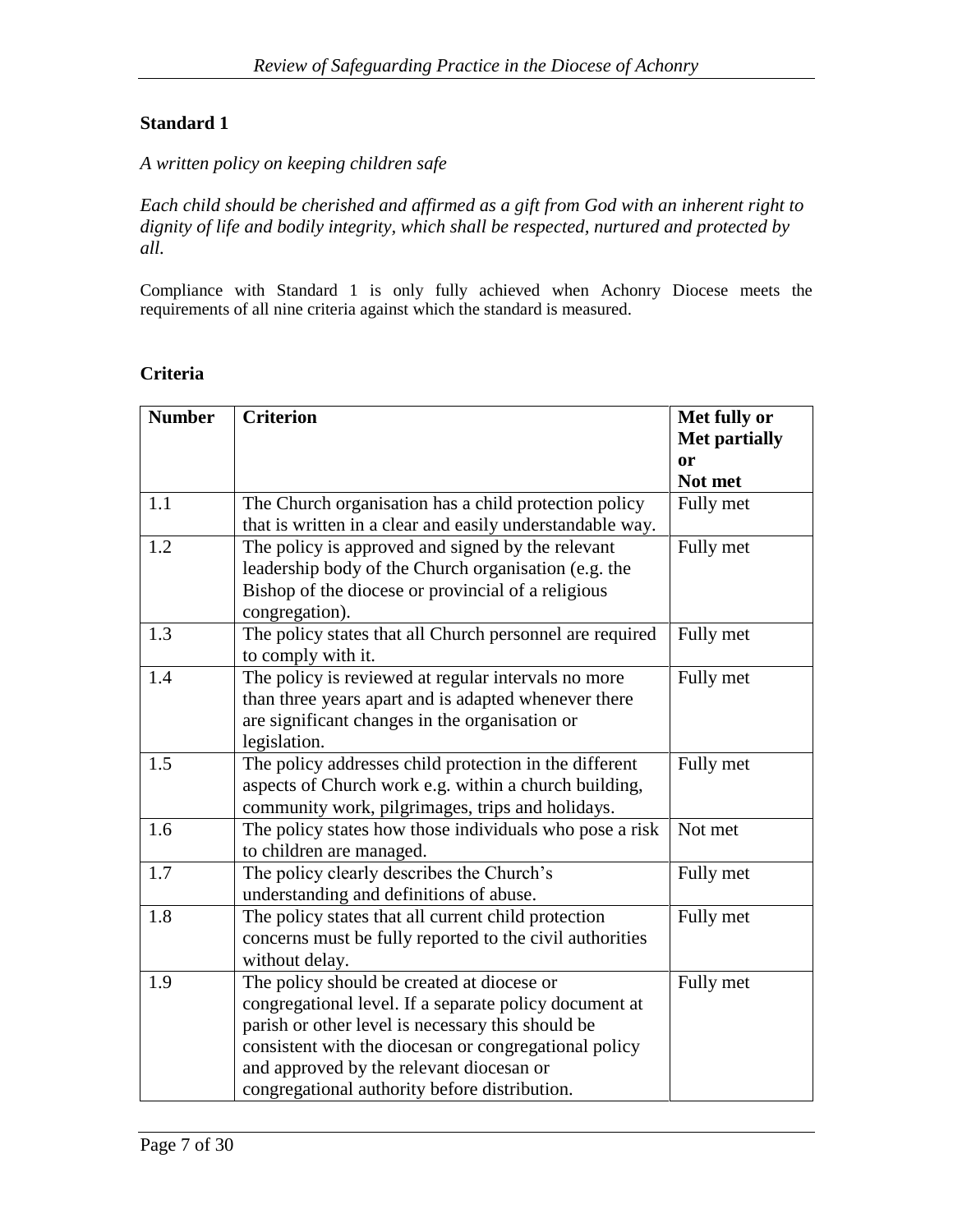## Standard 1

*A written policy on keeping children safe*

*Each child should be cherished and affirmed as a gift from God with an inherent right to dignity of life and bodily integrity, which shall be respected, nurtured and protected by all.*

Compliance with Standard 1 is only fully achieved when Achonry Diocese meets the requirements of all nine criteria against which the standard is measured.

### Criteria

| Number | Criterion | Met fully or Met partially or Not met |
|---|---|---|
| 1.1 | The Church organisation has a child protection policy that is written in a clear and easily understandable way. | Fully met |
| 1.2 | The policy is approved and signed by the relevant leadership body of the Church organisation (e.g. the Bishop of the diocese or provincial of a religious congregation). | Fully met |
| 1.3 | The policy states that all Church personnel are required to comply with it. | Fully met |
| 1.4 | The policy is reviewed at regular intervals no more than three years apart and is adapted whenever there are significant changes in the organisation or legislation. | Fully met |
| 1.5 | The policy addresses child protection in the different aspects of Church work e.g. within a church building, community work, pilgrimages, trips and holidays. | Fully met |
| 1.6 | The policy states how those individuals who pose a risk to children are managed. | Not met |
| 1.7 | The policy clearly describes the Church's understanding and definitions of abuse. | Fully met |
| 1.8 | The policy states that all current child protection concerns must be fully reported to the civil authorities without delay. | Fully met |
| 1.9 | The policy should be created at diocese or congregational level. If a separate policy document at parish or other level is necessary this should be consistent with the diocesan or congregational policy and approved by the relevant diocesan or congregational authority before distribution. | Fully met |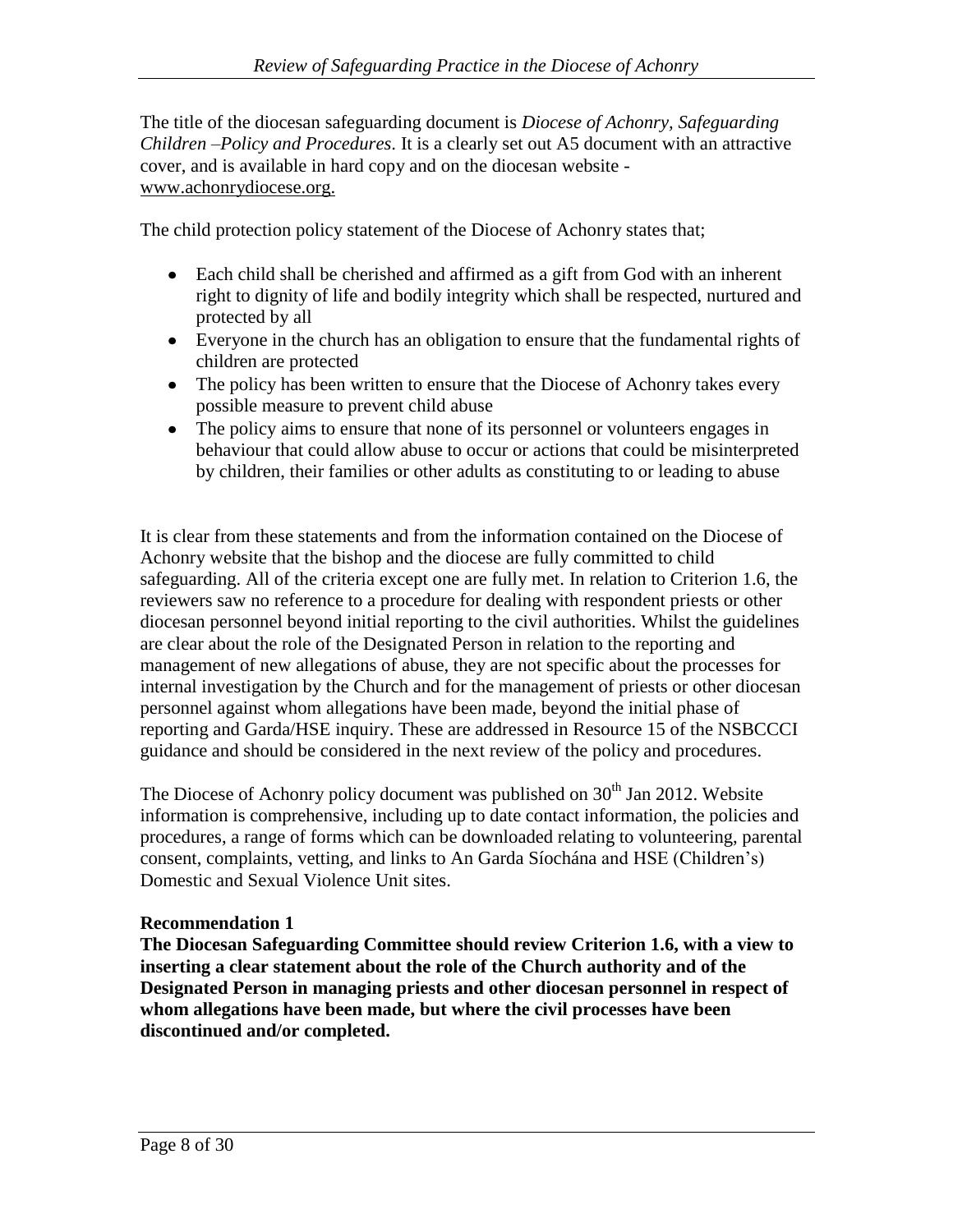The title of the diocesan safeguarding document is *Diocese of Achonry, Safeguarding Children –Policy and Procedures*. It is a clearly set out A5 document with an attractive cover, and is available in hard copy and on the diocesan website - www.achonrydiocese.org.

The child protection policy statement of the Diocese of Achonry states that;

- Each child shall be cherished and affirmed as a gift from God with an inherent right to dignity of life and bodily integrity which shall be respected, nurtured and protected by all
- Everyone in the church has an obligation to ensure that the fundamental rights of children are protected
- The policy has been written to ensure that the Diocese of Achonry takes every possible measure to prevent child abuse
- The policy aims to ensure that none of its personnel or volunteers engages in behaviour that could allow abuse to occur or actions that could be misinterpreted by children, their families or other adults as constituting to or leading to abuse

It is clear from these statements and from the information contained on the Diocese of Achonry website that the bishop and the diocese are fully committed to child safeguarding. All of the criteria except one are fully met. In relation to Criterion 1.6, the reviewers saw no reference to a procedure for dealing with respondent priests or other diocesan personnel beyond initial reporting to the civil authorities. Whilst the guidelines are clear about the role of the Designated Person in relation to the reporting and management of new allegations of abuse, they are not specific about the processes for internal investigation by the Church and for the management of priests or other diocesan personnel against whom allegations have been made, beyond the initial phase of reporting and Garda/HSE inquiry. These are addressed in Resource 15 of the NSBCCCI guidance and should be considered in the next review of the policy and procedures.

The Diocese of Achonry policy document was published on 30th Jan 2012. Website information is comprehensive, including up to date contact information, the policies and procedures, a range of forms which can be downloaded relating to volunteering, parental consent, complaints, vetting, and links to An Garda Síochána and HSE (Children's) Domestic and Sexual Violence Unit sites.

**Recommendation 1**

**The Diocesan Safeguarding Committee should review Criterion 1.6, with a view to inserting a clear statement about the role of the Church authority and of the Designated Person in managing priests and other diocesan personnel in respect of whom allegations have been made, but where the civil processes have been discontinued and/or completed.**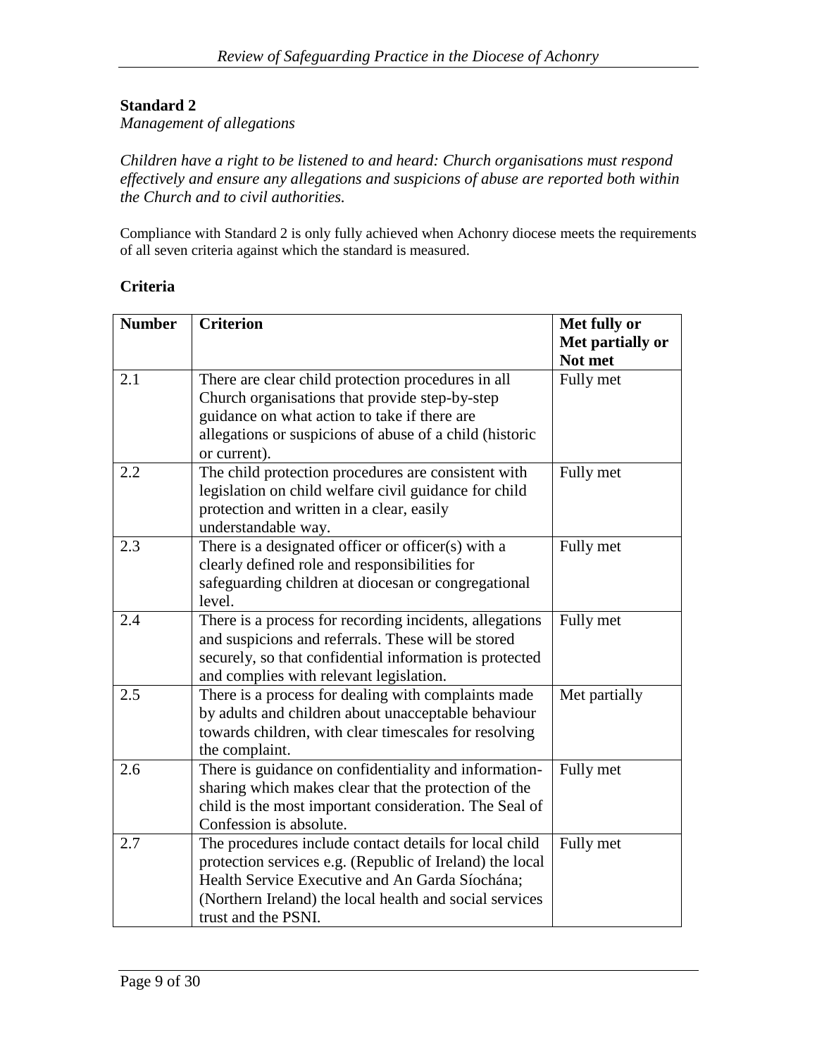**Standard 2**

*Management of allegations*

*Children have a right to be listened to and heard: Church organisations must respond effectively and ensure any allegations and suspicions of abuse are reported both within the Church and to civil authorities.*

Compliance with Standard 2 is only fully achieved when Achonry diocese meets the requirements of all seven criteria against which the standard is measured.

**Criteria**

| Number | Criterion | Met fully or Met partially or Not met |
|---|---|---|
| 2.1 | There are clear child protection procedures in all Church organisations that provide step-by-step guidance on what action to take if there are allegations or suspicions of abuse of a child (historic or current). | Fully met |
| 2.2 | The child protection procedures are consistent with legislation on child welfare civil guidance for child protection and written in a clear, easily understandable way. | Fully met |
| 2.3 | There is a designated officer or officer(s) with a clearly defined role and responsibilities for safeguarding children at diocesan or congregational level. | Fully met |
| 2.4 | There is a process for recording incidents, allegations and suspicions and referrals. These will be stored securely, so that confidential information is protected and complies with relevant legislation. | Fully met |
| 2.5 | There is a process for dealing with complaints made by adults and children about unacceptable behaviour towards children, with clear timescales for resolving the complaint. | Met partially |
| 2.6 | There is guidance on confidentiality and information-sharing which makes clear that the protection of the child is the most important consideration. The Seal of Confession is absolute. | Fully met |
| 2.7 | The procedures include contact details for local child protection services e.g. (Republic of Ireland) the local Health Service Executive and An Garda Síochána; (Northern Ireland) the local health and social services trust and the PSNI. | Fully met |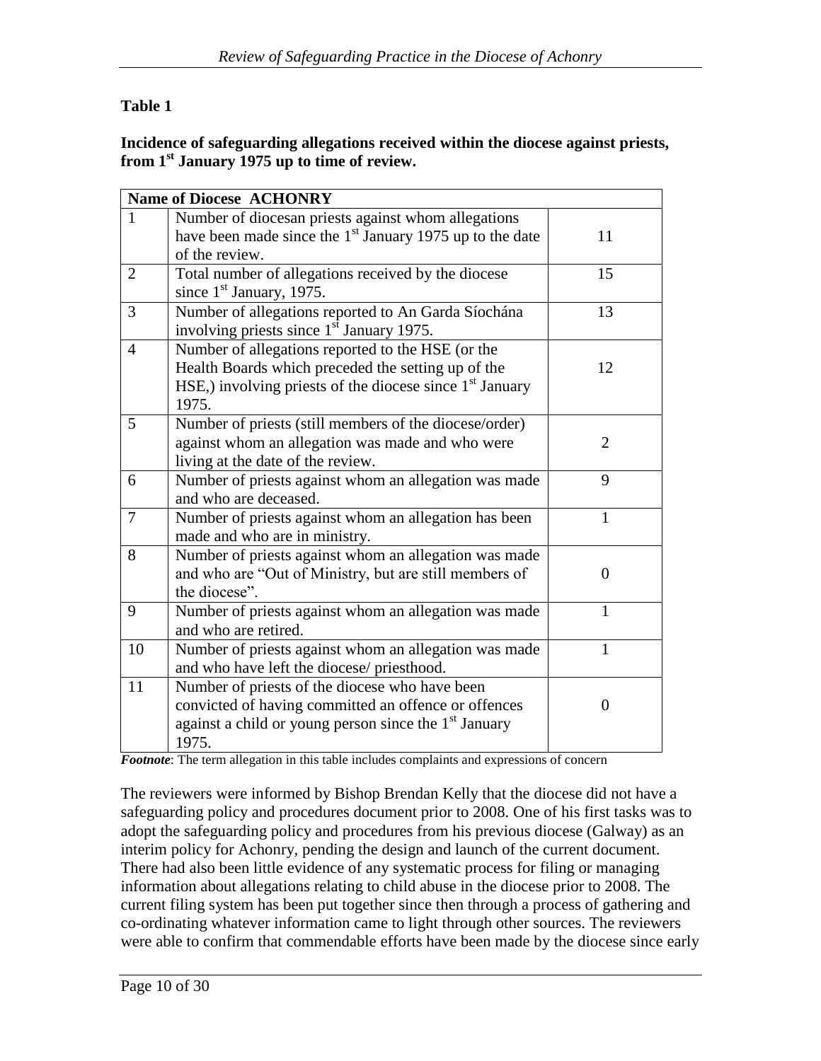**Table 1**

**Incidence of safeguarding allegations received within the diocese against priests, from 1st January 1975 up to time of review.**

| **Name of Diocese ACHONRY** | | |
|---|---|---|
| 1 | Number of diocesan priests against whom allegations have been made since the 1st January 1975 up to the date of the review. | 11 |
| 2 | Total number of allegations received by the diocese since 1st January, 1975. | 15 |
| 3 | Number of allegations reported to An Garda Síochána involving priests since 1st January 1975. | 13 |
| 4 | Number of allegations reported to the HSE (or the Health Boards which preceded the setting up of the HSE,) involving priests of the diocese since 1st January 1975. | 12 |
| 5 | Number of priests (still members of the diocese/order) against whom an allegation was made and who were living at the date of the review. | 2 |
| 6 | Number of priests against whom an allegation was made and who are deceased. | 9 |
| 7 | Number of priests against whom an allegation has been made and who are in ministry. | 1 |
| 8 | Number of priests against whom an allegation was made and who are "Out of Ministry, but are still members of the diocese". | 0 |
| 9 | Number of priests against whom an allegation was made and who are retired. | 1 |
| 10 | Number of priests against whom an allegation was made and who have left the diocese/ priesthood. | 1 |
| 11 | Number of priests of the diocese who have been convicted of having committed an offence or offences against a child or young person since the 1st January 1975. | 0 |

***Footnote***: The term allegation in this table includes complaints and expressions of concern

The reviewers were informed by Bishop Brendan Kelly that the diocese did not have a safeguarding policy and procedures document prior to 2008. One of his first tasks was to adopt the safeguarding policy and procedures from his previous diocese (Galway) as an interim policy for Achonry, pending the design and launch of the current document. There had also been little evidence of any systematic process for filing or managing information about allegations relating to child abuse in the diocese prior to 2008. The current filing system has been put together since then through a process of gathering and co-ordinating whatever information came to light through other sources. The reviewers were able to confirm that commendable efforts have been made by the diocese since early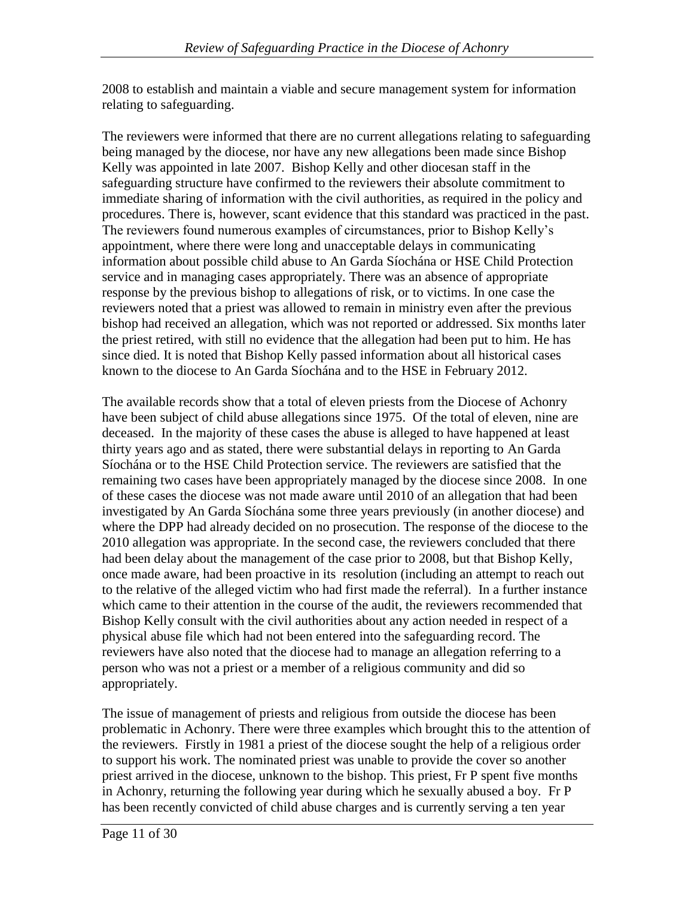2008 to establish and maintain a viable and secure management system for information relating to safeguarding.

The reviewers were informed that there are no current allegations relating to safeguarding being managed by the diocese, nor have any new allegations been made since Bishop Kelly was appointed in late 2007. Bishop Kelly and other diocesan staff in the safeguarding structure have confirmed to the reviewers their absolute commitment to immediate sharing of information with the civil authorities, as required in the policy and procedures. There is, however, scant evidence that this standard was practiced in the past. The reviewers found numerous examples of circumstances, prior to Bishop Kelly's appointment, where there were long and unacceptable delays in communicating information about possible child abuse to An Garda Síochána or HSE Child Protection service and in managing cases appropriately. There was an absence of appropriate response by the previous bishop to allegations of risk, or to victims. In one case the reviewers noted that a priest was allowed to remain in ministry even after the previous bishop had received an allegation, which was not reported or addressed. Six months later the priest retired, with still no evidence that the allegation had been put to him. He has since died. It is noted that Bishop Kelly passed information about all historical cases known to the diocese to An Garda Síochána and to the HSE in February 2012.

The available records show that a total of eleven priests from the Diocese of Achonry have been subject of child abuse allegations since 1975. Of the total of eleven, nine are deceased. In the majority of these cases the abuse is alleged to have happened at least thirty years ago and as stated, there were substantial delays in reporting to An Garda Síochána or to the HSE Child Protection service. The reviewers are satisfied that the remaining two cases have been appropriately managed by the diocese since 2008. In one of these cases the diocese was not made aware until 2010 of an allegation that had been investigated by An Garda Síochána some three years previously (in another diocese) and where the DPP had already decided on no prosecution. The response of the diocese to the 2010 allegation was appropriate. In the second case, the reviewers concluded that there had been delay about the management of the case prior to 2008, but that Bishop Kelly, once made aware, had been proactive in its resolution (including an attempt to reach out to the relative of the alleged victim who had first made the referral). In a further instance which came to their attention in the course of the audit, the reviewers recommended that Bishop Kelly consult with the civil authorities about any action needed in respect of a physical abuse file which had not been entered into the safeguarding record. The reviewers have also noted that the diocese had to manage an allegation referring to a person who was not a priest or a member of a religious community and did so appropriately.

The issue of management of priests and religious from outside the diocese has been problematic in Achonry. There were three examples which brought this to the attention of the reviewers. Firstly in 1981 a priest of the diocese sought the help of a religious order to support his work. The nominated priest was unable to provide the cover so another priest arrived in the diocese, unknown to the bishop. This priest, Fr P spent five months in Achonry, returning the following year during which he sexually abused a boy. Fr P has been recently convicted of child abuse charges and is currently serving a ten year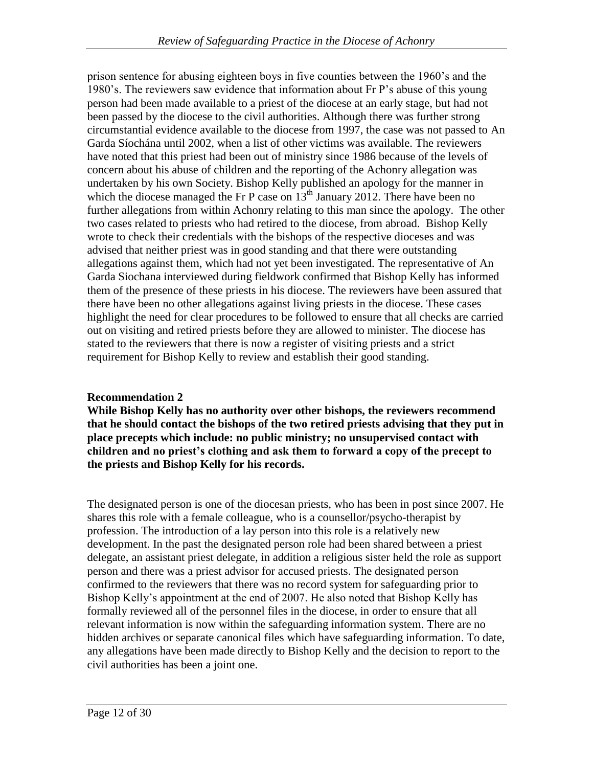prison sentence for abusing eighteen boys in five counties between the 1960's and the 1980's. The reviewers saw evidence that information about Fr P's abuse of this young person had been made available to a priest of the diocese at an early stage, but had not been passed by the diocese to the civil authorities. Although there was further strong circumstantial evidence available to the diocese from 1997, the case was not passed to An Garda Síochána until 2002, when a list of other victims was available. The reviewers have noted that this priest had been out of ministry since 1986 because of the levels of concern about his abuse of children and the reporting of the Achonry allegation was undertaken by his own Society. Bishop Kelly published an apology for the manner in which the diocese managed the Fr P case on 13th January 2012. There have been no further allegations from within Achonry relating to this man since the apology. The other two cases related to priests who had retired to the diocese, from abroad. Bishop Kelly wrote to check their credentials with the bishops of the respective dioceses and was advised that neither priest was in good standing and that there were outstanding allegations against them, which had not yet been investigated. The representative of An Garda Siochana interviewed during fieldwork confirmed that Bishop Kelly has informed them of the presence of these priests in his diocese. The reviewers have been assured that there have been no other allegations against living priests in the diocese. These cases highlight the need for clear procedures to be followed to ensure that all checks are carried out on visiting and retired priests before they are allowed to minister. The diocese has stated to the reviewers that there is now a register of visiting priests and a strict requirement for Bishop Kelly to review and establish their good standing.

**Recommendation 2**

**While Bishop Kelly has no authority over other bishops, the reviewers recommend that he should contact the bishops of the two retired priests advising that they put in place precepts which include: no public ministry; no unsupervised contact with children and no priest's clothing and ask them to forward a copy of the precept to the priests and Bishop Kelly for his records.**

The designated person is one of the diocesan priests, who has been in post since 2007. He shares this role with a female colleague, who is a counsellor/psycho-therapist by profession. The introduction of a lay person into this role is a relatively new development. In the past the designated person role had been shared between a priest delegate, an assistant priest delegate, in addition a religious sister held the role as support person and there was a priest advisor for accused priests. The designated person confirmed to the reviewers that there was no record system for safeguarding prior to Bishop Kelly's appointment at the end of 2007. He also noted that Bishop Kelly has formally reviewed all of the personnel files in the diocese, in order to ensure that all relevant information is now within the safeguarding information system. There are no hidden archives or separate canonical files which have safeguarding information. To date, any allegations have been made directly to Bishop Kelly and the decision to report to the civil authorities has been a joint one.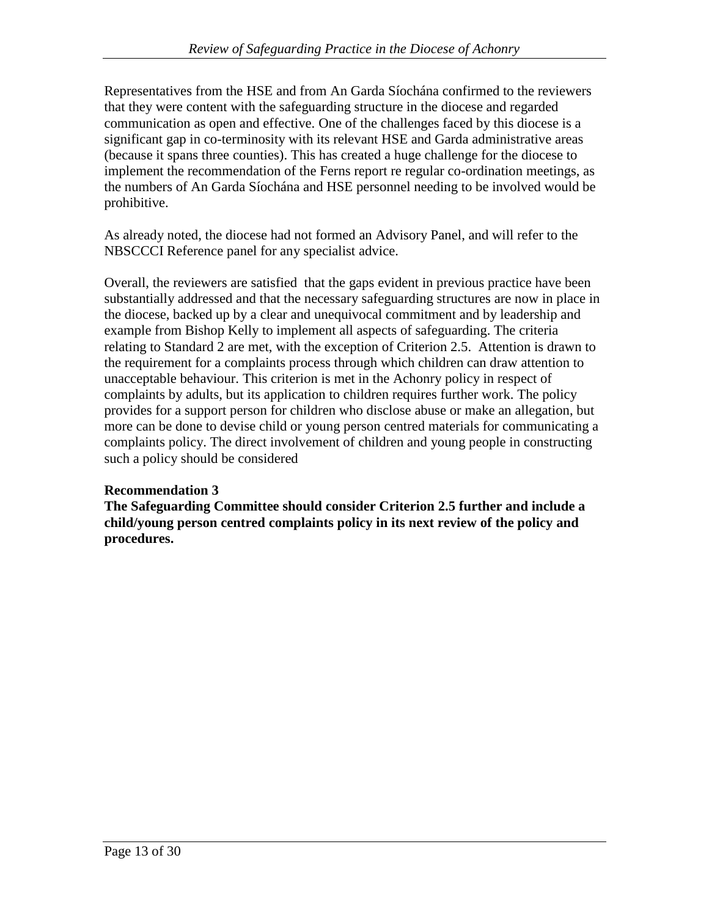Representatives from the HSE and from An Garda Síochána confirmed to the reviewers that they were content with the safeguarding structure in the diocese and regarded communication as open and effective. One of the challenges faced by this diocese is a significant gap in co-terminosity with its relevant HSE and Garda administrative areas (because it spans three counties). This has created a huge challenge for the diocese to implement the recommendation of the Ferns report re regular co-ordination meetings, as the numbers of An Garda Síochána and HSE personnel needing to be involved would be prohibitive.

As already noted, the diocese had not formed an Advisory Panel, and will refer to the NBSCCCI Reference panel for any specialist advice.

Overall, the reviewers are satisfied that the gaps evident in previous practice have been substantially addressed and that the necessary safeguarding structures are now in place in the diocese, backed up by a clear and unequivocal commitment and by leadership and example from Bishop Kelly to implement all aspects of safeguarding. The criteria relating to Standard 2 are met, with the exception of Criterion 2.5. Attention is drawn to the requirement for a complaints process through which children can draw attention to unacceptable behaviour. This criterion is met in the Achonry policy in respect of complaints by adults, but its application to children requires further work. The policy provides for a support person for children who disclose abuse or make an allegation, but more can be done to devise child or young person centred materials for communicating a complaints policy. The direct involvement of children and young people in constructing such a policy should be considered

**Recommendation 3**
**The Safeguarding Committee should consider Criterion 2.5 further and include a child/young person centred complaints policy in its next review of the policy and procedures.**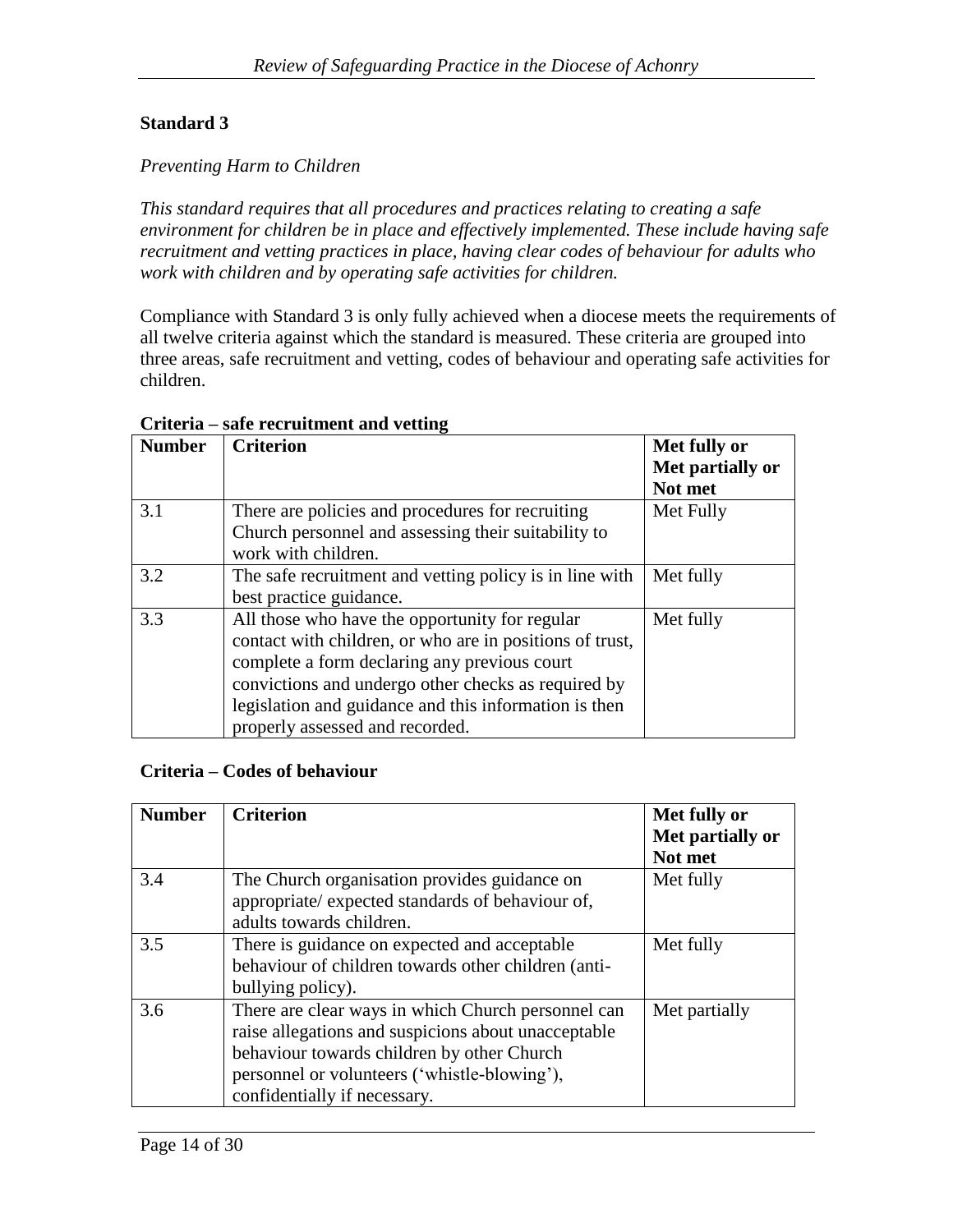## Standard 3

*Preventing Harm to Children*

*This standard requires that all procedures and practices relating to creating a safe environment for children be in place and effectively implemented. These include having safe recruitment and vetting practices in place, having clear codes of behaviour for adults who work with children and by operating safe activities for children.*

Compliance with Standard 3 is only fully achieved when a diocese meets the requirements of all twelve criteria against which the standard is measured. These criteria are grouped into three areas, safe recruitment and vetting, codes of behaviour and operating safe activities for children.

**Criteria – safe recruitment and vetting**

| Number | Criterion | Met fully or Met partially or Not met |
|---|---|---|
| 3.1 | There are policies and procedures for recruiting Church personnel and assessing their suitability to work with children. | Met Fully |
| 3.2 | The safe recruitment and vetting policy is in line with best practice guidance. | Met fully |
| 3.3 | All those who have the opportunity for regular contact with children, or who are in positions of trust, complete a form declaring any previous court convictions and undergo other checks as required by legislation and guidance and this information is then properly assessed and recorded. | Met fully |

**Criteria – Codes of behaviour**

| Number | Criterion | Met fully or Met partially or Not met |
|---|---|---|
| 3.4 | The Church organisation provides guidance on appropriate/ expected standards of behaviour of, adults towards children. | Met fully |
| 3.5 | There is guidance on expected and acceptable behaviour of children towards other children (anti-bullying policy). | Met fully |
| 3.6 | There are clear ways in which Church personnel can raise allegations and suspicions about unacceptable behaviour towards children by other Church personnel or volunteers ('whistle-blowing'), confidentially if necessary. | Met partially |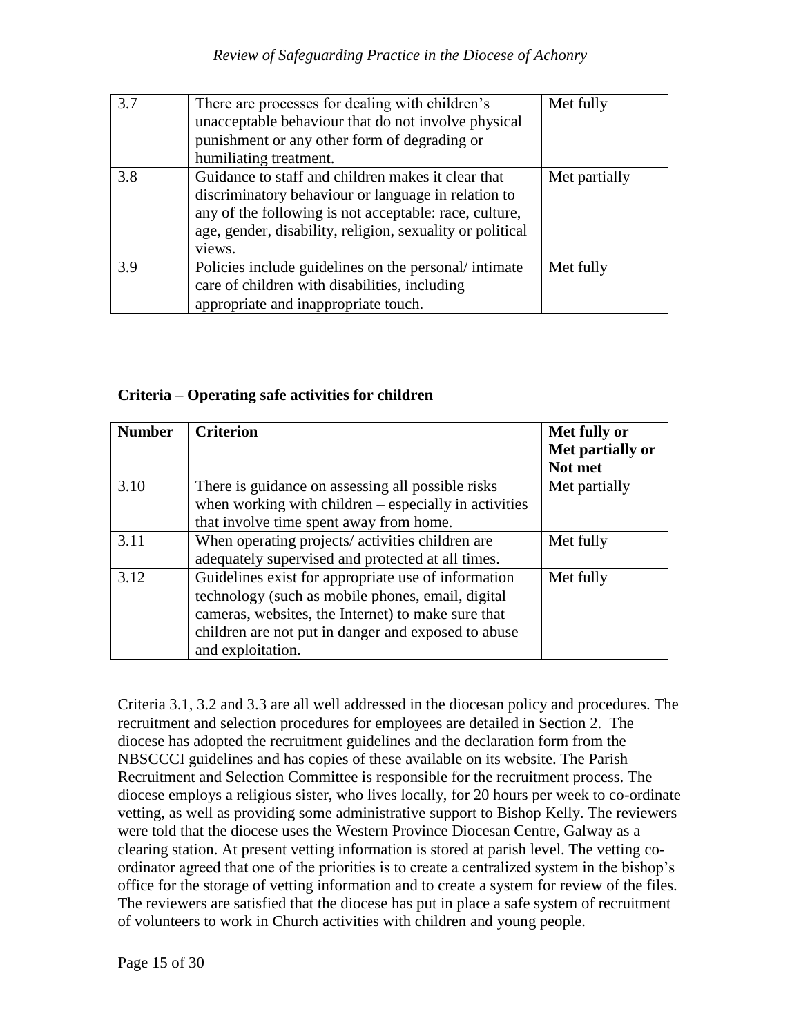| | | |
|---|---|---|
| 3.7 | There are processes for dealing with children's unacceptable behaviour that do not involve physical punishment or any other form of degrading or humiliating treatment. | Met fully |
| 3.8 | Guidance to staff and children makes it clear that discriminatory behaviour or language in relation to any of the following is not acceptable: race, culture, age, gender, disability, religion, sexuality or political views. | Met partially |
| 3.9 | Policies include guidelines on the personal/ intimate care of children with disabilities, including appropriate and inappropriate touch. | Met fully |

**Criteria – Operating safe activities for children**

| Number | Criterion | Met fully or Met partially or Not met |
|---|---|---|
| 3.10 | There is guidance on assessing all possible risks when working with children – especially in activities that involve time spent away from home. | Met partially |
| 3.11 | When operating projects/ activities children are adequately supervised and protected at all times. | Met fully |
| 3.12 | Guidelines exist for appropriate use of information technology (such as mobile phones, email, digital cameras, websites, the Internet) to make sure that children are not put in danger and exposed to abuse and exploitation. | Met fully |

Criteria 3.1, 3.2 and 3.3 are all well addressed in the diocesan policy and procedures. The recruitment and selection procedures for employees are detailed in Section 2. The diocese has adopted the recruitment guidelines and the declaration form from the NBSCCCI guidelines and has copies of these available on its website. The Parish Recruitment and Selection Committee is responsible for the recruitment process. The diocese employs a religious sister, who lives locally, for 20 hours per week to co-ordinate vetting, as well as providing some administrative support to Bishop Kelly. The reviewers were told that the diocese uses the Western Province Diocesan Centre, Galway as a clearing station. At present vetting information is stored at parish level. The vetting co-ordinator agreed that one of the priorities is to create a centralized system in the bishop's office for the storage of vetting information and to create a system for review of the files. The reviewers are satisfied that the diocese has put in place a safe system of recruitment of volunteers to work in Church activities with children and young people.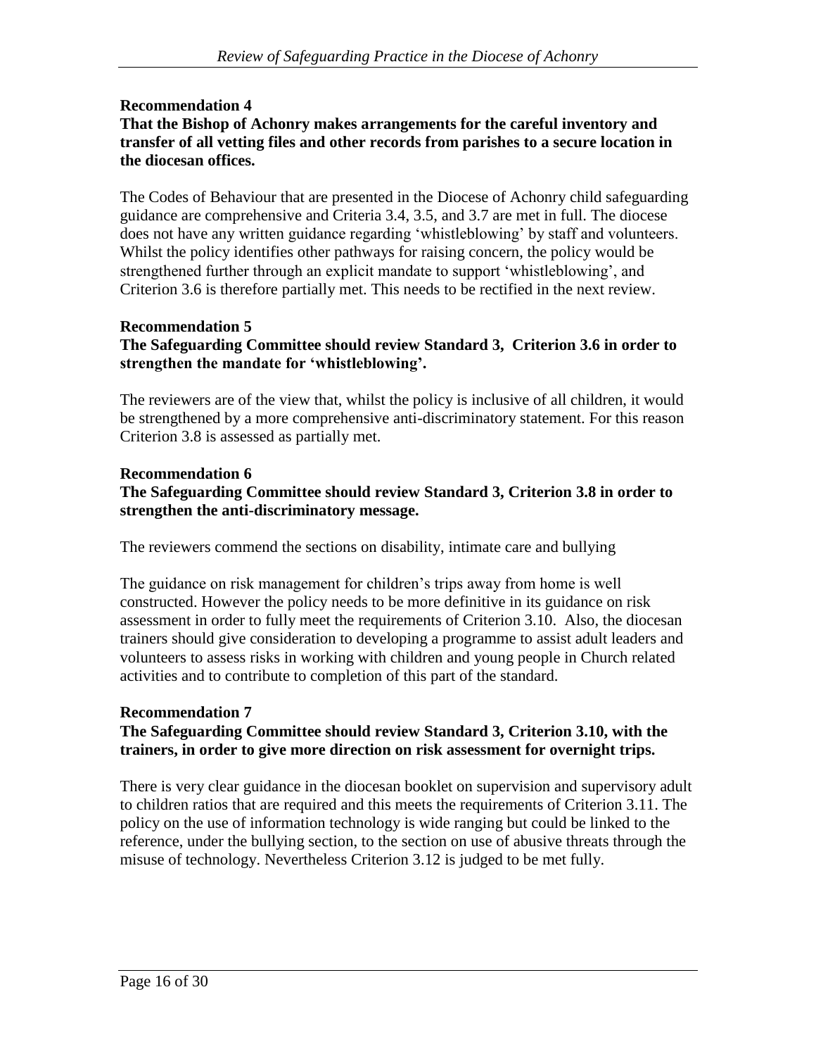**Recommendation 4**

**That the Bishop of Achonry makes arrangements for the careful inventory and transfer of all vetting files and other records from parishes to a secure location in the diocesan offices.**

The Codes of Behaviour that are presented in the Diocese of Achonry child safeguarding guidance are comprehensive and Criteria 3.4, 3.5, and 3.7 are met in full. The diocese does not have any written guidance regarding 'whistleblowing' by staff and volunteers. Whilst the policy identifies other pathways for raising concern, the policy would be strengthened further through an explicit mandate to support 'whistleblowing', and Criterion 3.6 is therefore partially met. This needs to be rectified in the next review.

**Recommendation 5**

**The Safeguarding Committee should review Standard 3, Criterion 3.6 in order to strengthen the mandate for 'whistleblowing'.**

The reviewers are of the view that, whilst the policy is inclusive of all children, it would be strengthened by a more comprehensive anti-discriminatory statement. For this reason Criterion 3.8 is assessed as partially met.

**Recommendation 6**

**The Safeguarding Committee should review Standard 3, Criterion 3.8 in order to strengthen the anti-discriminatory message.**

The reviewers commend the sections on disability, intimate care and bullying

The guidance on risk management for children's trips away from home is well constructed. However the policy needs to be more definitive in its guidance on risk assessment in order to fully meet the requirements of Criterion 3.10. Also, the diocesan trainers should give consideration to developing a programme to assist adult leaders and volunteers to assess risks in working with children and young people in Church related activities and to contribute to completion of this part of the standard.

**Recommendation 7**

**The Safeguarding Committee should review Standard 3, Criterion 3.10, with the trainers, in order to give more direction on risk assessment for overnight trips.**

There is very clear guidance in the diocesan booklet on supervision and supervisory adult to children ratios that are required and this meets the requirements of Criterion 3.11. The policy on the use of information technology is wide ranging but could be linked to the reference, under the bullying section, to the section on use of abusive threats through the misuse of technology. Nevertheless Criterion 3.12 is judged to be met fully.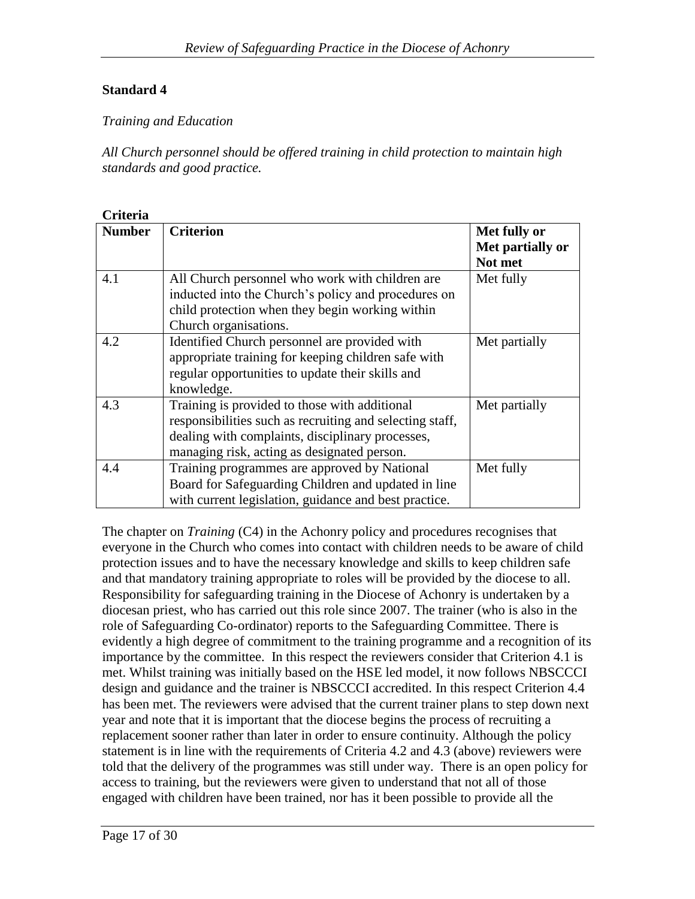**Standard 4**

*Training and Education*

*All Church personnel should be offered training in child protection to maintain high standards and good practice.*

**Criteria**

| **Number** | **Criterion** | **Met fully or Met partially or Not met** |
|---|---|---|
| 4.1 | All Church personnel who work with children are inducted into the Church's policy and procedures on child protection when they begin working within Church organisations. | Met fully |
| 4.2 | Identified Church personnel are provided with appropriate training for keeping children safe with regular opportunities to update their skills and knowledge. | Met partially |
| 4.3 | Training is provided to those with additional responsibilities such as recruiting and selecting staff, dealing with complaints, disciplinary processes, managing risk, acting as designated person. | Met partially |
| 4.4 | Training programmes are approved by National Board for Safeguarding Children and updated in line with current legislation, guidance and best practice. | Met fully |

The chapter on *Training* (C4) in the Achonry policy and procedures recognises that everyone in the Church who comes into contact with children needs to be aware of child protection issues and to have the necessary knowledge and skills to keep children safe and that mandatory training appropriate to roles will be provided by the diocese to all. Responsibility for safeguarding training in the Diocese of Achonry is undertaken by a diocesan priest, who has carried out this role since 2007. The trainer (who is also in the role of Safeguarding Co-ordinator) reports to the Safeguarding Committee. There is evidently a high degree of commitment to the training programme and a recognition of its importance by the committee. In this respect the reviewers consider that Criterion 4.1 is met. Whilst training was initially based on the HSE led model, it now follows NBSCCCI design and guidance and the trainer is NBSCCCI accredited. In this respect Criterion 4.4 has been met. The reviewers were advised that the current trainer plans to step down next year and note that it is important that the diocese begins the process of recruiting a replacement sooner rather than later in order to ensure continuity. Although the policy statement is in line with the requirements of Criteria 4.2 and 4.3 (above) reviewers were told that the delivery of the programmes was still under way. There is an open policy for access to training, but the reviewers were given to understand that not all of those engaged with children have been trained, nor has it been possible to provide all the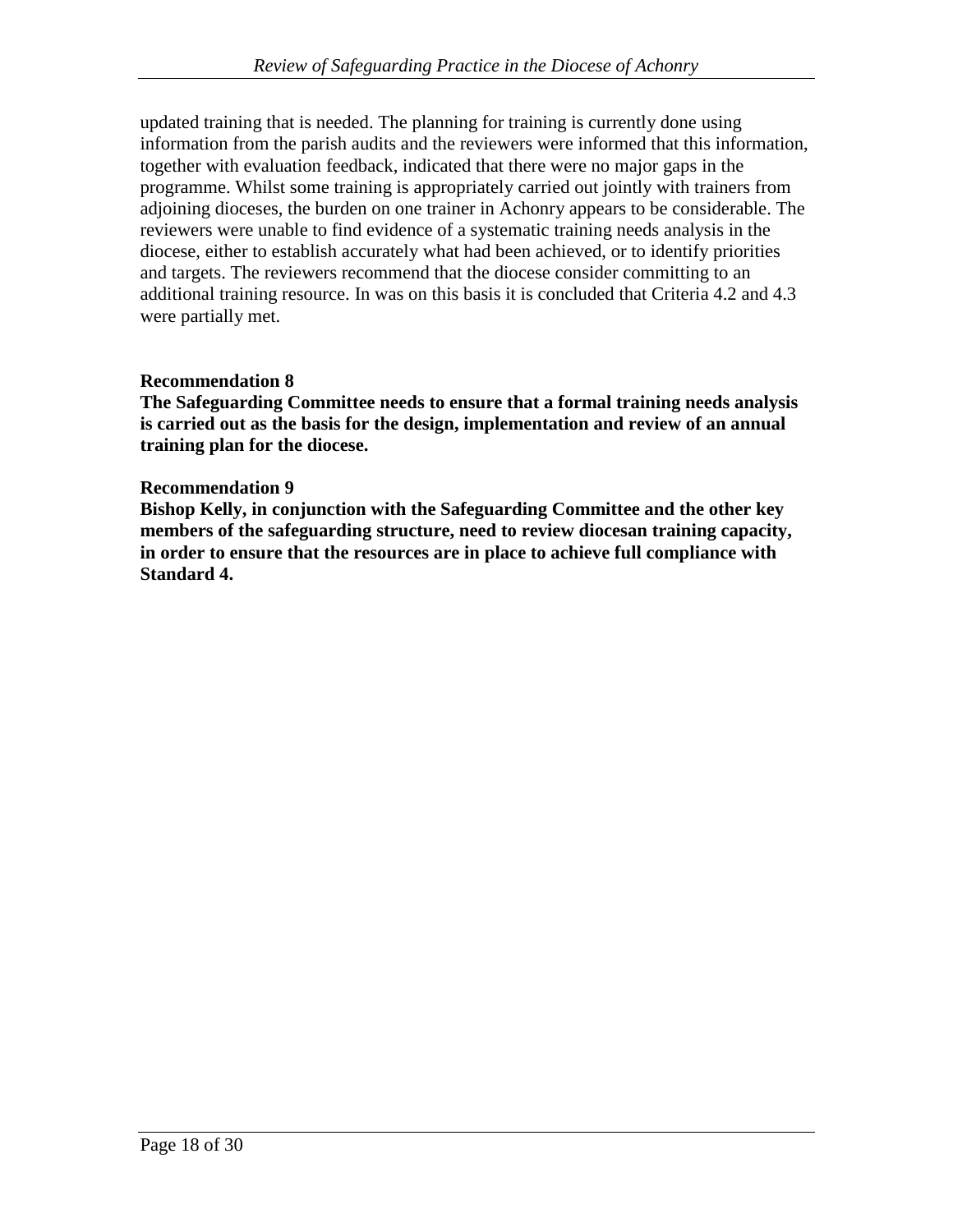updated training that is needed. The planning for training is currently done using information from the parish audits and the reviewers were informed that this information, together with evaluation feedback, indicated that there were no major gaps in the programme. Whilst some training is appropriately carried out jointly with trainers from adjoining dioceses, the burden on one trainer in Achonry appears to be considerable. The reviewers were unable to find evidence of a systematic training needs analysis in the diocese, either to establish accurately what had been achieved, or to identify priorities and targets. The reviewers recommend that the diocese consider committing to an additional training resource. In was on this basis it is concluded that Criteria 4.2 and 4.3 were partially met.

**Recommendation 8**
**The Safeguarding Committee needs to ensure that a formal training needs analysis is carried out as the basis for the design, implementation and review of an annual training plan for the diocese.**

**Recommendation 9**
**Bishop Kelly, in conjunction with the Safeguarding Committee and the other key members of the safeguarding structure, need to review diocesan training capacity, in order to ensure that the resources are in place to achieve full compliance with Standard 4.**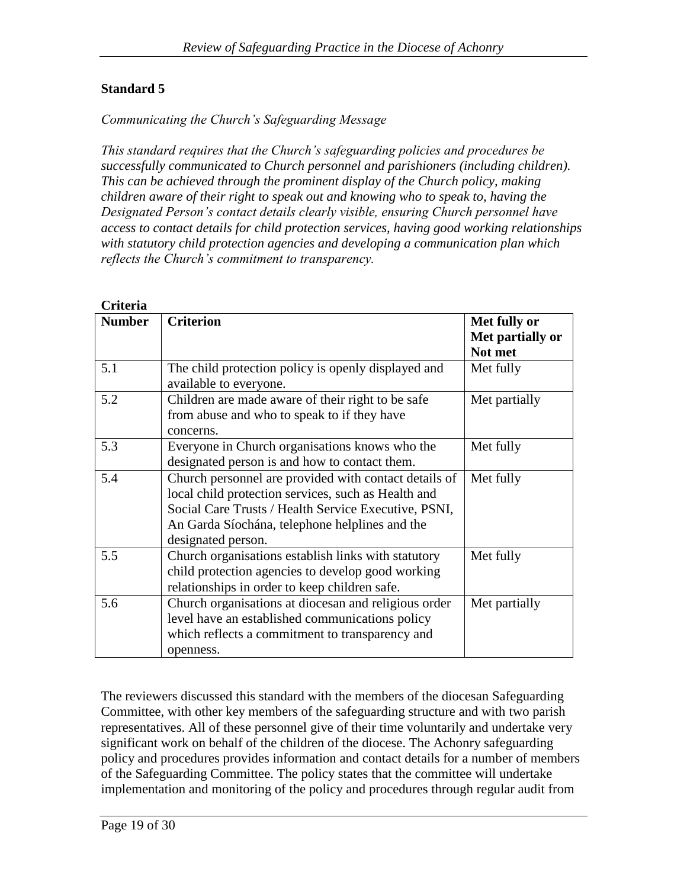**Standard 5**

*Communicating the Church's Safeguarding Message*

*This standard requires that the Church's safeguarding policies and procedures be successfully communicated to Church personnel and parishioners (including children). This can be achieved through the prominent display of the Church policy, making children aware of their right to speak out and knowing who to speak to, having the Designated Person's contact details clearly visible, ensuring Church personnel have access to contact details for child protection services, having good working relationships with statutory child protection agencies and developing a communication plan which reflects the Church's commitment to transparency.*

**Criteria**

| **Number** | **Criterion** | **Met fully or Met partially or Not met** |
|---|---|---|
| 5.1 | The child protection policy is openly displayed and available to everyone. | Met fully |
| 5.2 | Children are made aware of their right to be safe from abuse and who to speak to if they have concerns. | Met partially |
| 5.3 | Everyone in Church organisations knows who the designated person is and how to contact them. | Met fully |
| 5.4 | Church personnel are provided with contact details of local child protection services, such as Health and Social Care Trusts / Health Service Executive, PSNI, An Garda Síochána, telephone helplines and the designated person. | Met fully |
| 5.5 | Church organisations establish links with statutory child protection agencies to develop good working relationships in order to keep children safe. | Met fully |
| 5.6 | Church organisations at diocesan and religious order level have an established communications policy which reflects a commitment to transparency and openness. | Met partially |

The reviewers discussed this standard with the members of the diocesan Safeguarding Committee, with other key members of the safeguarding structure and with two parish representatives. All of these personnel give of their time voluntarily and undertake very significant work on behalf of the children of the diocese. The Achonry safeguarding policy and procedures provides information and contact details for a number of members of the Safeguarding Committee. The policy states that the committee will undertake implementation and monitoring of the policy and procedures through regular audit from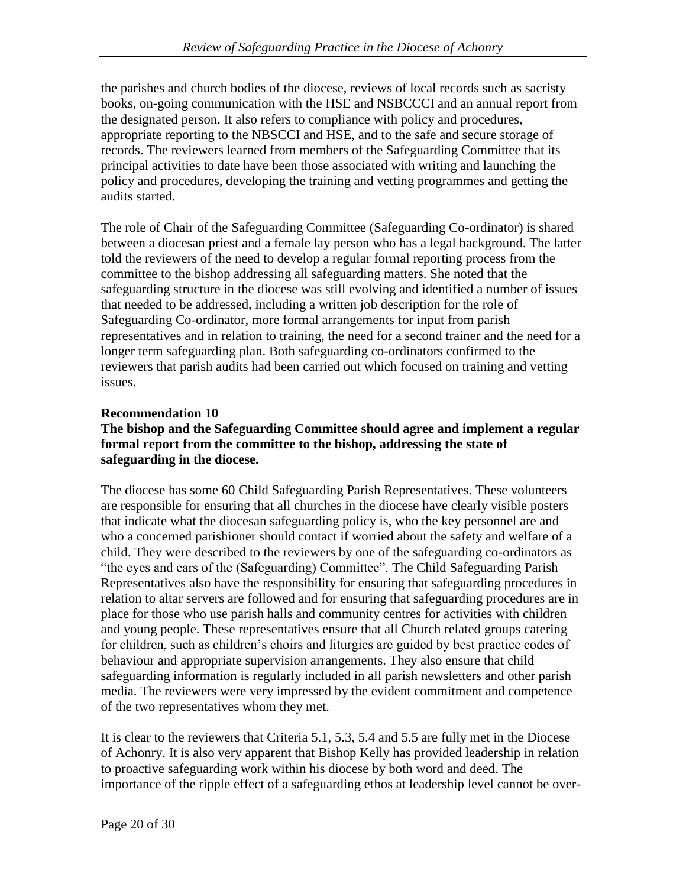the parishes and church bodies of the diocese, reviews of local records such as sacristy books, on-going communication with the HSE and NSBCCCI and an annual report from the designated person. It also refers to compliance with policy and procedures, appropriate reporting to the NBSCCI and HSE, and to the safe and secure storage of records. The reviewers learned from members of the Safeguarding Committee that its principal activities to date have been those associated with writing and launching the policy and procedures, developing the training and vetting programmes and getting the audits started.

The role of Chair of the Safeguarding Committee (Safeguarding Co-ordinator) is shared between a diocesan priest and a female lay person who has a legal background. The latter told the reviewers of the need to develop a regular formal reporting process from the committee to the bishop addressing all safeguarding matters. She noted that the safeguarding structure in the diocese was still evolving and identified a number of issues that needed to be addressed, including a written job description for the role of Safeguarding Co-ordinator, more formal arrangements for input from parish representatives and in relation to training, the need for a second trainer and the need for a longer term safeguarding plan. Both safeguarding co-ordinators confirmed to the reviewers that parish audits had been carried out which focused on training and vetting issues.

**Recommendation 10**
**The bishop and the Safeguarding Committee should agree and implement a regular formal report from the committee to the bishop, addressing the state of safeguarding in the diocese.**

The diocese has some 60 Child Safeguarding Parish Representatives. These volunteers are responsible for ensuring that all churches in the diocese have clearly visible posters that indicate what the diocesan safeguarding policy is, who the key personnel are and who a concerned parishioner should contact if worried about the safety and welfare of a child. They were described to the reviewers by one of the safeguarding co-ordinators as "the eyes and ears of the (Safeguarding) Committee". The Child Safeguarding Parish Representatives also have the responsibility for ensuring that safeguarding procedures in relation to altar servers are followed and for ensuring that safeguarding procedures are in place for those who use parish halls and community centres for activities with children and young people. These representatives ensure that all Church related groups catering for children, such as children's choirs and liturgies are guided by best practice codes of behaviour and appropriate supervision arrangements. They also ensure that child safeguarding information is regularly included in all parish newsletters and other parish media. The reviewers were very impressed by the evident commitment and competence of the two representatives whom they met.

It is clear to the reviewers that Criteria 5.1, 5.3, 5.4 and 5.5 are fully met in the Diocese of Achonry. It is also very apparent that Bishop Kelly has provided leadership in relation to proactive safeguarding work within his diocese by both word and deed. The importance of the ripple effect of a safeguarding ethos at leadership level cannot be over-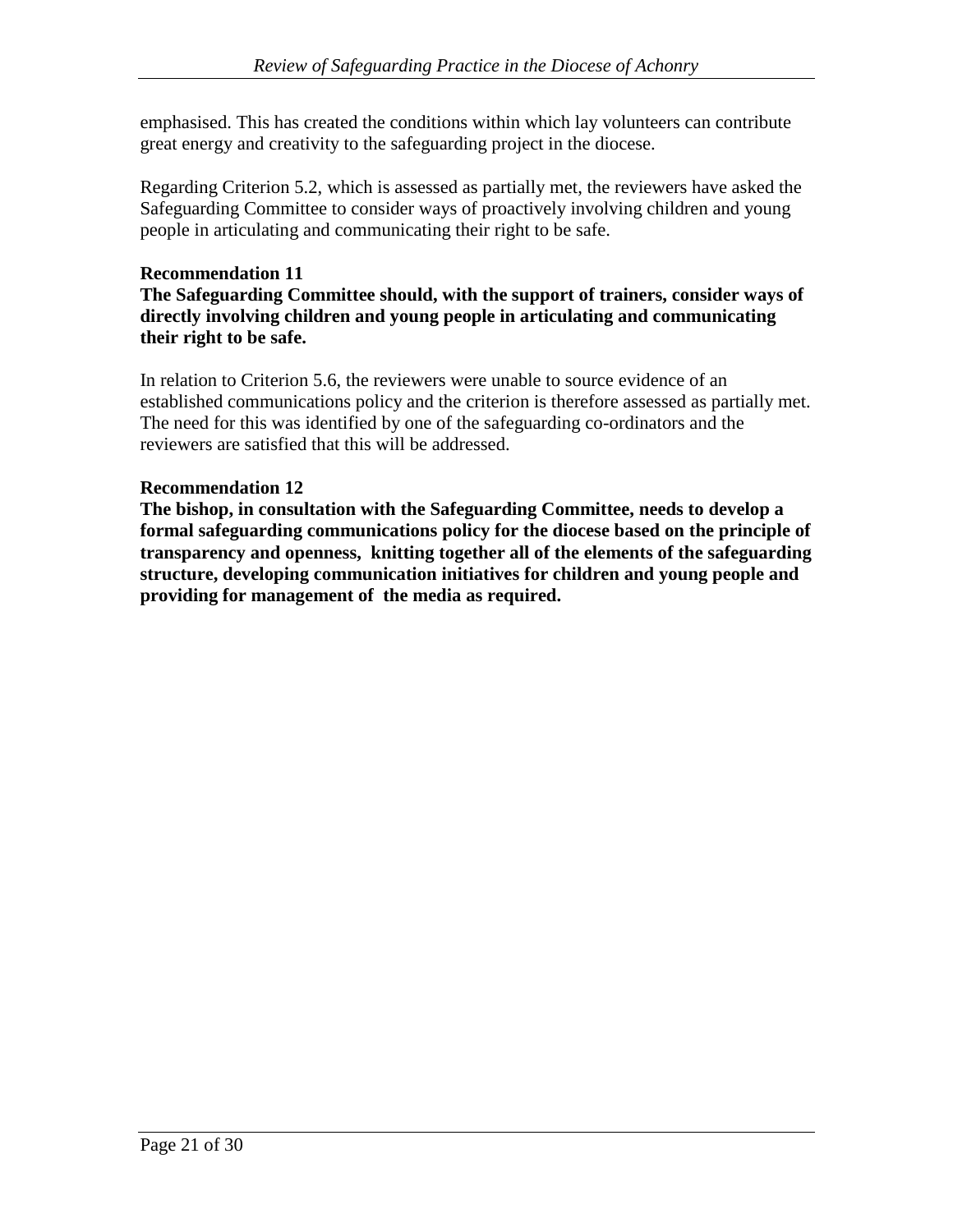emphasised. This has created the conditions within which lay volunteers can contribute great energy and creativity to the safeguarding project in the diocese.

Regarding Criterion 5.2, which is assessed as partially met, the reviewers have asked the Safeguarding Committee to consider ways of proactively involving children and young people in articulating and communicating their right to be safe.

**Recommendation 11**
**The Safeguarding Committee should, with the support of trainers, consider ways of directly involving children and young people in articulating and communicating their right to be safe.**

In relation to Criterion 5.6, the reviewers were unable to source evidence of an established communications policy and the criterion is therefore assessed as partially met. The need for this was identified by one of the safeguarding co-ordinators and the reviewers are satisfied that this will be addressed.

**Recommendation 12**
**The bishop, in consultation with the Safeguarding Committee, needs to develop a formal safeguarding communications policy for the diocese based on the principle of transparency and openness, knitting together all of the elements of the safeguarding structure, developing communication initiatives for children and young people and providing for management of the media as required.**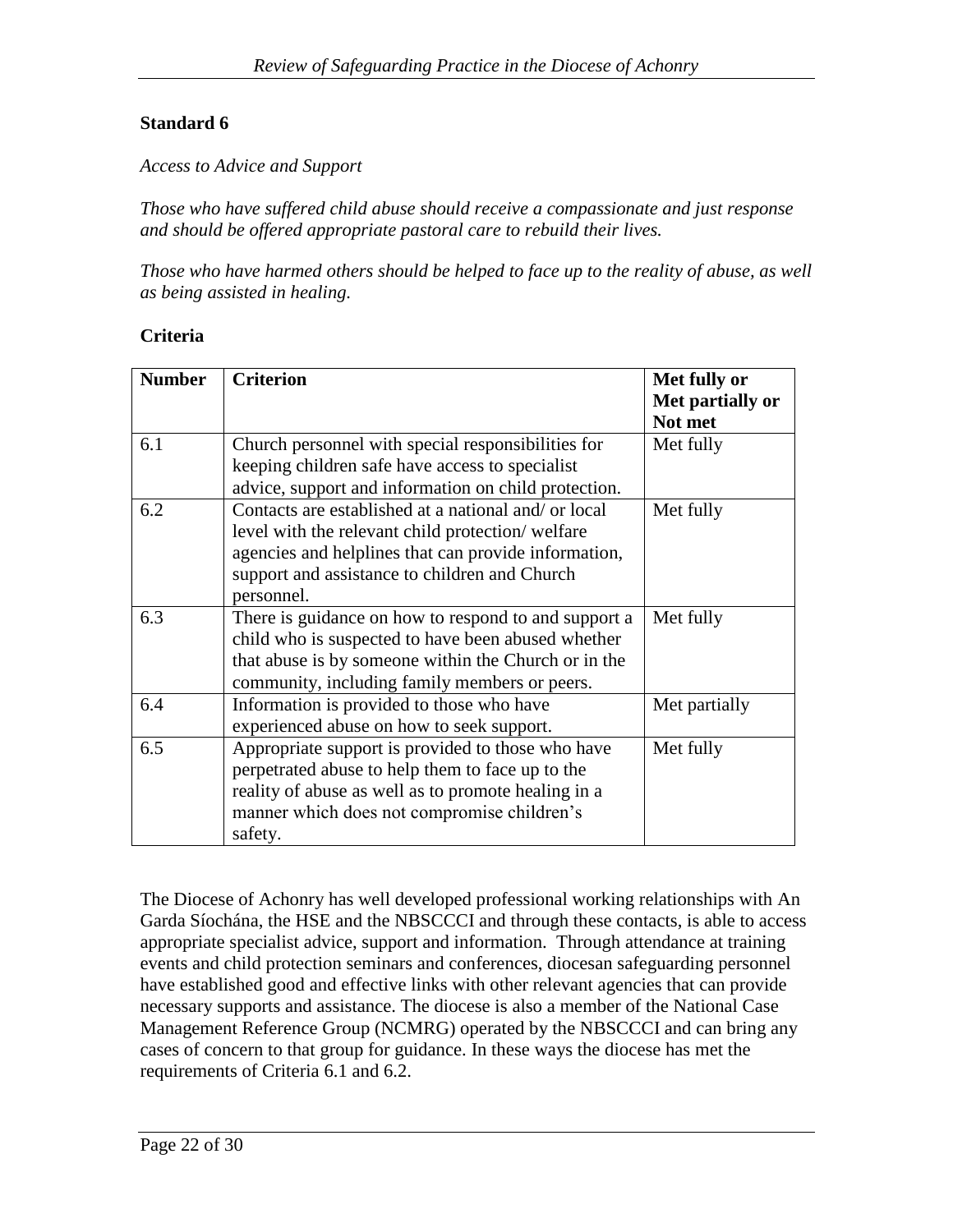**Standard 6**

*Access to Advice and Support*

*Those who have suffered child abuse should receive a compassionate and just response and should be offered appropriate pastoral care to rebuild their lives.*

*Those who have harmed others should be helped to face up to the reality of abuse, as well as being assisted in healing.*

**Criteria**

| Number | Criterion | Met fully or Met partially or Not met |
|---|---|---|
| 6.1 | Church personnel with special responsibilities for keeping children safe have access to specialist advice, support and information on child protection. | Met fully |
| 6.2 | Contacts are established at a national and/ or local level with the relevant child protection/ welfare agencies and helplines that can provide information, support and assistance to children and Church personnel. | Met fully |
| 6.3 | There is guidance on how to respond to and support a child who is suspected to have been abused whether that abuse is by someone within the Church or in the community, including family members or peers. | Met fully |
| 6.4 | Information is provided to those who have experienced abuse on how to seek support. | Met partially |
| 6.5 | Appropriate support is provided to those who have perpetrated abuse to help them to face up to the reality of abuse as well as to promote healing in a manner which does not compromise children's safety. | Met fully |

The Diocese of Achonry has well developed professional working relationships with An Garda Síochána, the HSE and the NBSCCCI and through these contacts, is able to access appropriate specialist advice, support and information. Through attendance at training events and child protection seminars and conferences, diocesan safeguarding personnel have established good and effective links with other relevant agencies that can provide necessary supports and assistance. The diocese is also a member of the National Case Management Reference Group (NCMRG) operated by the NBSCCCI and can bring any cases of concern to that group for guidance. In these ways the diocese has met the requirements of Criteria 6.1 and 6.2.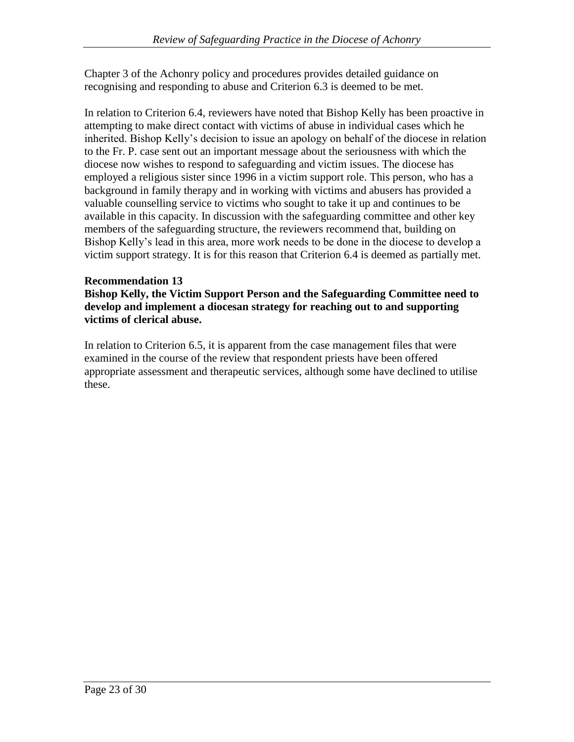Chapter 3 of the Achonry policy and procedures provides detailed guidance on recognising and responding to abuse and Criterion 6.3 is deemed to be met.

In relation to Criterion 6.4, reviewers have noted that Bishop Kelly has been proactive in attempting to make direct contact with victims of abuse in individual cases which he inherited. Bishop Kelly's decision to issue an apology on behalf of the diocese in relation to the Fr. P. case sent out an important message about the seriousness with which the diocese now wishes to respond to safeguarding and victim issues. The diocese has employed a religious sister since 1996 in a victim support role. This person, who has a background in family therapy and in working with victims and abusers has provided a valuable counselling service to victims who sought to take it up and continues to be available in this capacity. In discussion with the safeguarding committee and other key members of the safeguarding structure, the reviewers recommend that, building on Bishop Kelly's lead in this area, more work needs to be done in the diocese to develop a victim support strategy. It is for this reason that Criterion 6.4 is deemed as partially met.

**Recommendation 13**
**Bishop Kelly, the Victim Support Person and the Safeguarding Committee need to develop and implement a diocesan strategy for reaching out to and supporting victims of clerical abuse.**

In relation to Criterion 6.5, it is apparent from the case management files that were examined in the course of the review that respondent priests have been offered appropriate assessment and therapeutic services, although some have declined to utilise these.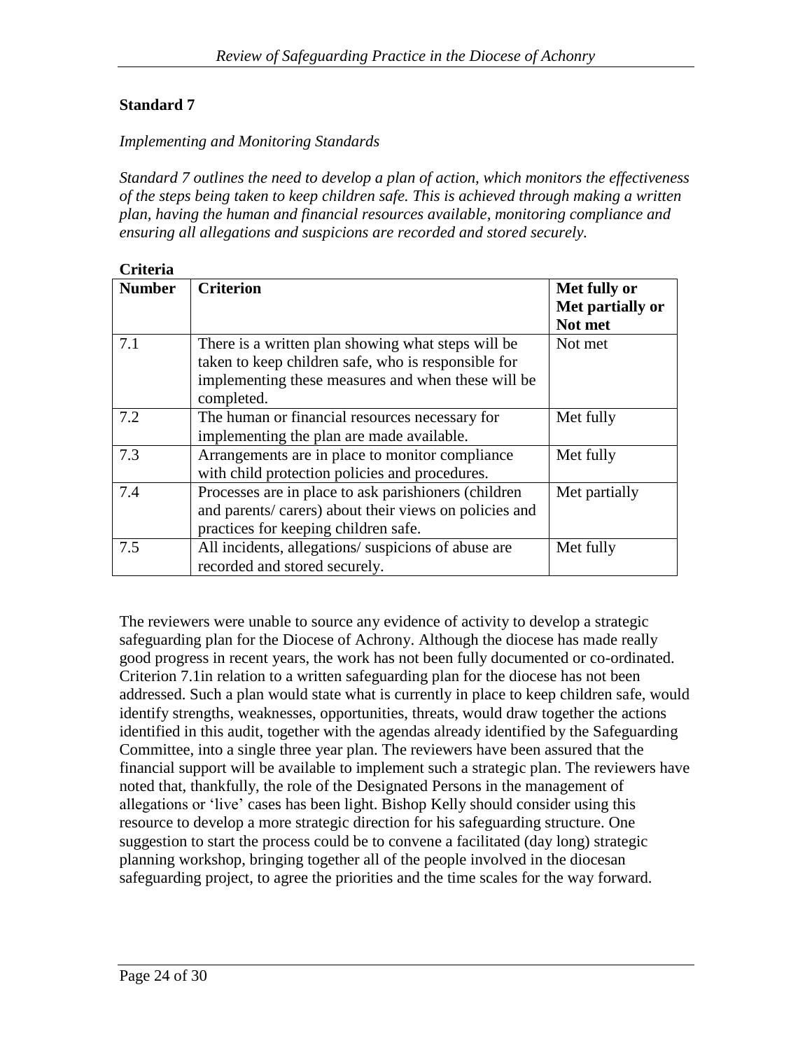**Standard 7**

*Implementing and Monitoring Standards*

*Standard 7 outlines the need to develop a plan of action, which monitors the effectiveness of the steps being taken to keep children safe. This is achieved through making a written plan, having the human and financial resources available, monitoring compliance and ensuring all allegations and suspicions are recorded and stored securely.*

**Criteria**

| **Number** | **Criterion** | **Met fully or Met partially or Not met** |
|---|---|---|
| 7.1 | There is a written plan showing what steps will be taken to keep children safe, who is responsible for implementing these measures and when these will be completed. | Not met |
| 7.2 | The human or financial resources necessary for implementing the plan are made available. | Met fully |
| 7.3 | Arrangements are in place to monitor compliance with child protection policies and procedures. | Met fully |
| 7.4 | Processes are in place to ask parishioners (children and parents/ carers) about their views on policies and practices for keeping children safe. | Met partially |
| 7.5 | All incidents, allegations/ suspicions of abuse are recorded and stored securely. | Met fully |

The reviewers were unable to source any evidence of activity to develop a strategic safeguarding plan for the Diocese of Achrony. Although the diocese has made really good progress in recent years, the work has not been fully documented or co-ordinated. Criterion 7.1in relation to a written safeguarding plan for the diocese has not been addressed. Such a plan would state what is currently in place to keep children safe, would identify strengths, weaknesses, opportunities, threats, would draw together the actions identified in this audit, together with the agendas already identified by the Safeguarding Committee, into a single three year plan. The reviewers have been assured that the financial support will be available to implement such a strategic plan. The reviewers have noted that, thankfully, the role of the Designated Persons in the management of allegations or 'live' cases has been light. Bishop Kelly should consider using this resource to develop a more strategic direction for his safeguarding structure. One suggestion to start the process could be to convene a facilitated (day long) strategic planning workshop, bringing together all of the people involved in the diocesan safeguarding project, to agree the priorities and the time scales for the way forward.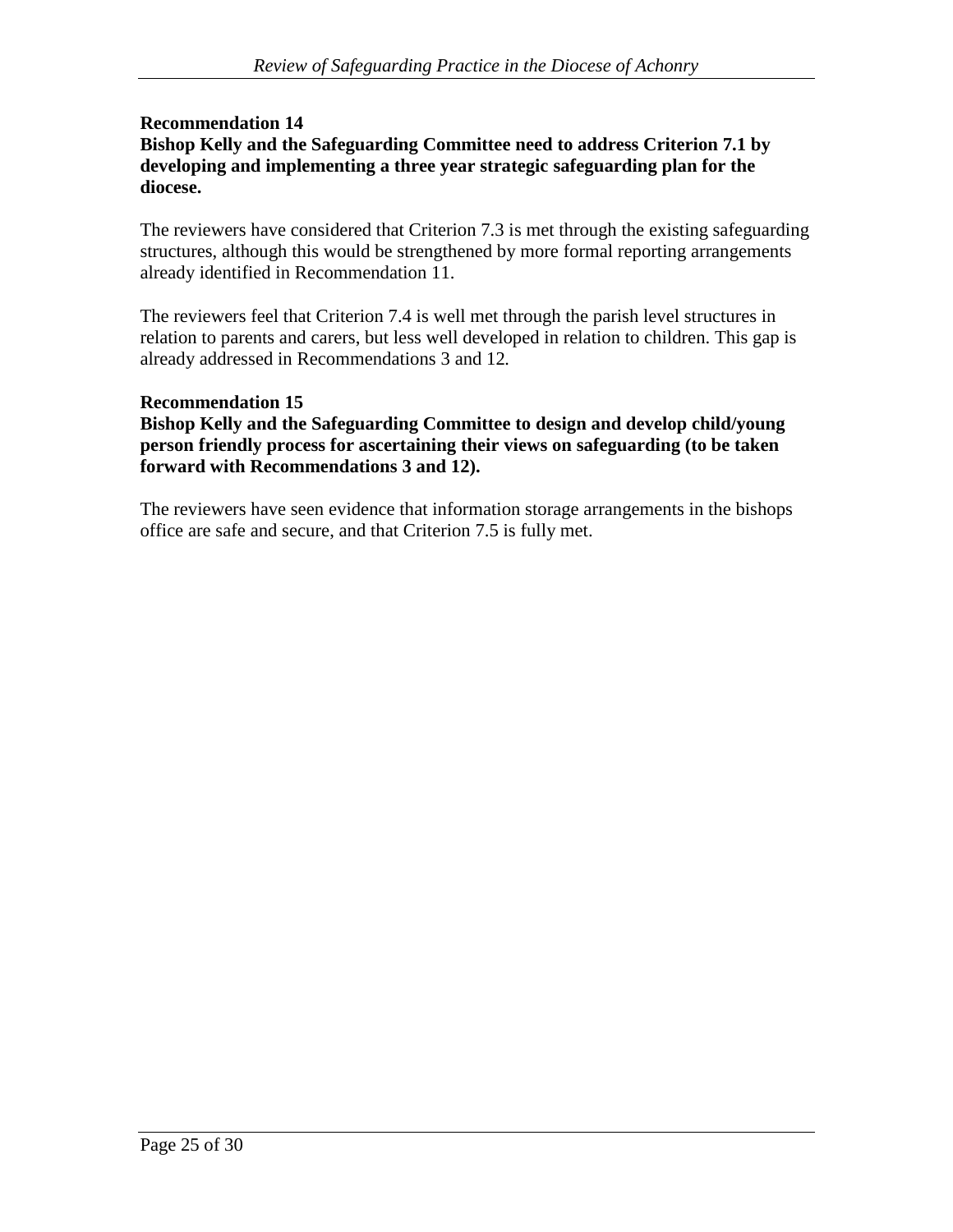**Recommendation 14**
**Bishop Kelly and the Safeguarding Committee need to address Criterion 7.1 by developing and implementing a three year strategic safeguarding plan for the diocese.**

The reviewers have considered that Criterion 7.3 is met through the existing safeguarding structures, although this would be strengthened by more formal reporting arrangements already identified in Recommendation 11.

The reviewers feel that Criterion 7.4 is well met through the parish level structures in relation to parents and carers, but less well developed in relation to children. This gap is already addressed in Recommendations 3 and 12.

**Recommendation 15**
**Bishop Kelly and the Safeguarding Committee to design and develop child/young person friendly process for ascertaining their views on safeguarding (to be taken forward with Recommendations 3 and 12).**

The reviewers have seen evidence that information storage arrangements in the bishops office are safe and secure, and that Criterion 7.5 is fully met.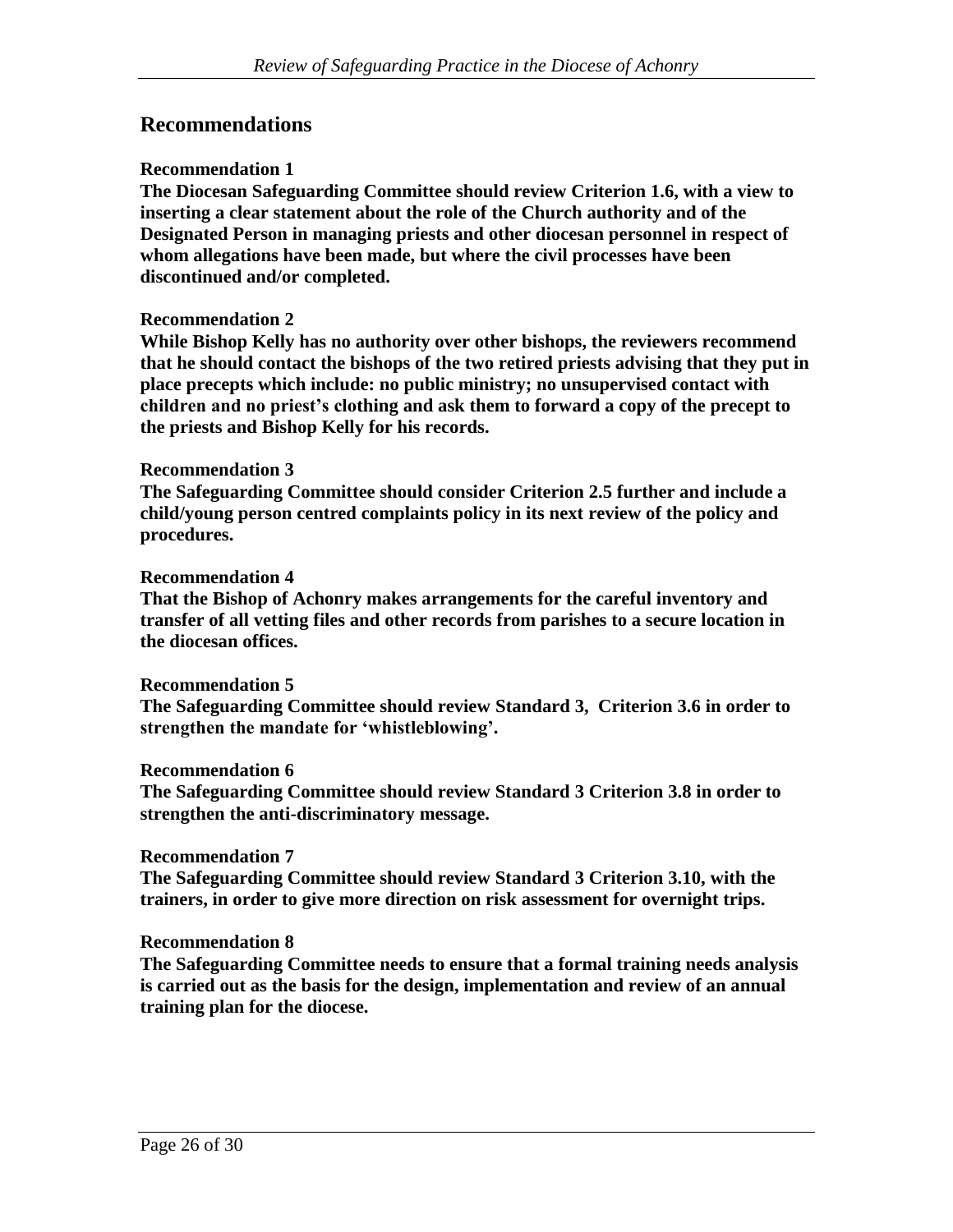## Recommendations

**Recommendation 1**
**The Diocesan Safeguarding Committee should review Criterion 1.6, with a view to inserting a clear statement about the role of the Church authority and of the Designated Person in managing priests and other diocesan personnel in respect of whom allegations have been made, but where the civil processes have been discontinued and/or completed.**

**Recommendation 2**
**While Bishop Kelly has no authority over other bishops, the reviewers recommend that he should contact the bishops of the two retired priests advising that they put in place precepts which include: no public ministry; no unsupervised contact with children and no priest's clothing and ask them to forward a copy of the precept to the priests and Bishop Kelly for his records.**

**Recommendation 3**
**The Safeguarding Committee should consider Criterion 2.5 further and include a child/young person centred complaints policy in its next review of the policy and procedures.**

**Recommendation 4**
**That the Bishop of Achonry makes arrangements for the careful inventory and transfer of all vetting files and other records from parishes to a secure location in the diocesan offices.**

**Recommendation 5**
**The Safeguarding Committee should review Standard 3, Criterion 3.6 in order to strengthen the mandate for 'whistleblowing'.**

**Recommendation 6**
**The Safeguarding Committee should review Standard 3 Criterion 3.8 in order to strengthen the anti-discriminatory message.**

**Recommendation 7**
**The Safeguarding Committee should review Standard 3 Criterion 3.10, with the trainers, in order to give more direction on risk assessment for overnight trips.**

**Recommendation 8**
**The Safeguarding Committee needs to ensure that a formal training needs analysis is carried out as the basis for the design, implementation and review of an annual training plan for the diocese.**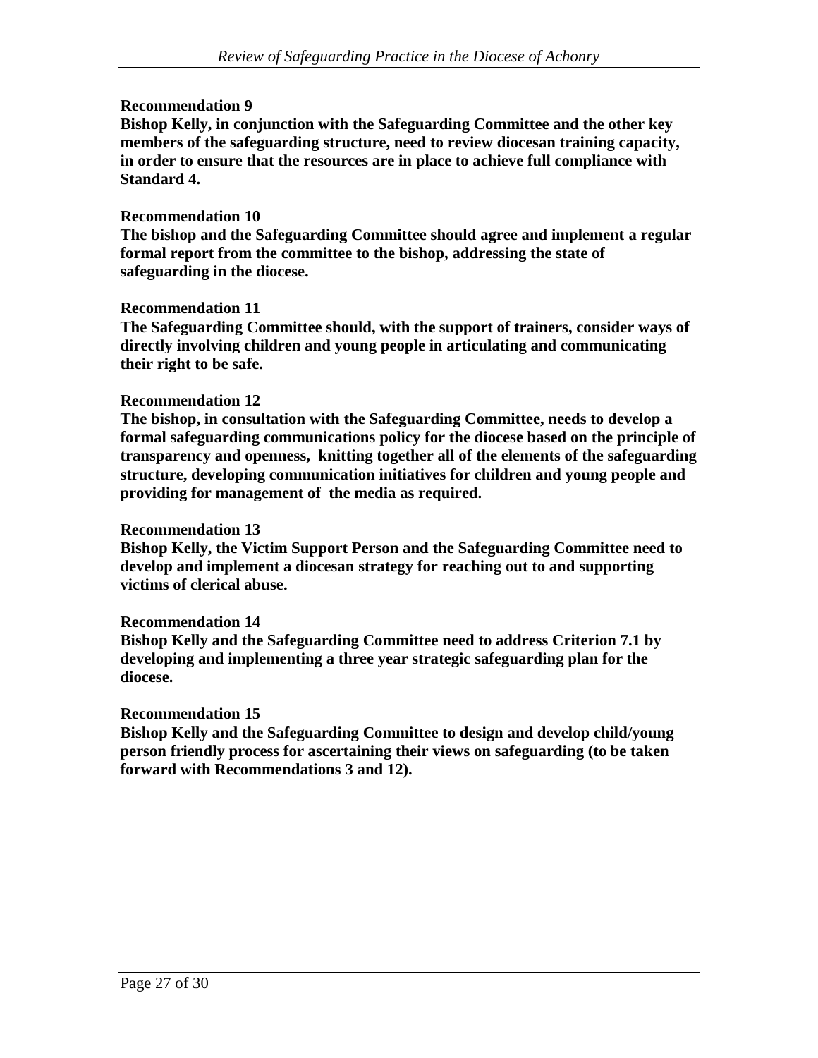**Recommendation 9**
**Bishop Kelly, in conjunction with the Safeguarding Committee and the other key members of the safeguarding structure, need to review diocesan training capacity, in order to ensure that the resources are in place to achieve full compliance with Standard 4.**

**Recommendation 10**
**The bishop and the Safeguarding Committee should agree and implement a regular formal report from the committee to the bishop, addressing the state of safeguarding in the diocese.**

**Recommendation 11**
**The Safeguarding Committee should, with the support of trainers, consider ways of directly involving children and young people in articulating and communicating their right to be safe.**

**Recommendation 12**
**The bishop, in consultation with the Safeguarding Committee, needs to develop a formal safeguarding communications policy for the diocese based on the principle of transparency and openness, knitting together all of the elements of the safeguarding structure, developing communication initiatives for children and young people and providing for management of the media as required.**

**Recommendation 13**
**Bishop Kelly, the Victim Support Person and the Safeguarding Committee need to develop and implement a diocesan strategy for reaching out to and supporting victims of clerical abuse.**

**Recommendation 14**
**Bishop Kelly and the Safeguarding Committee need to address Criterion 7.1 by developing and implementing a three year strategic safeguarding plan for the diocese.**

**Recommendation 15**
**Bishop Kelly and the Safeguarding Committee to design and develop child/young person friendly process for ascertaining their views on safeguarding (to be taken forward with Recommendations 3 and 12).**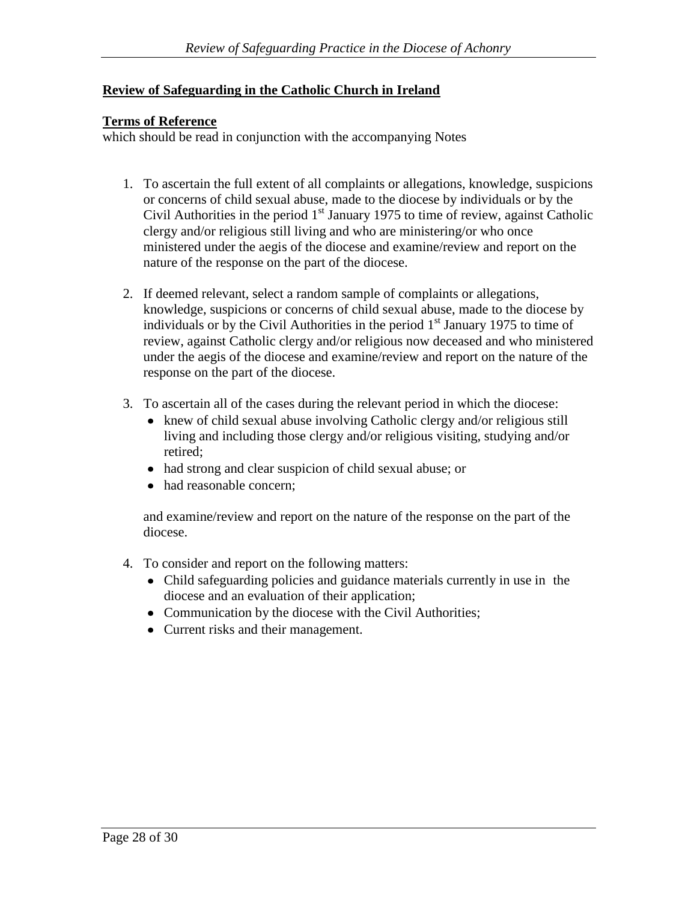**Review of Safeguarding in the Catholic Church in Ireland**

**Terms of Reference**
which should be read in conjunction with the accompanying Notes

1. To ascertain the full extent of all complaints or allegations, knowledge, suspicions or concerns of child sexual abuse, made to the diocese by individuals or by the Civil Authorities in the period 1st January 1975 to time of review, against Catholic clergy and/or religious still living and who are ministering/or who once ministered under the aegis of the diocese and examine/review and report on the nature of the response on the part of the diocese.

2. If deemed relevant, select a random sample of complaints or allegations, knowledge, suspicions or concerns of child sexual abuse, made to the diocese by individuals or by the Civil Authorities in the period 1st January 1975 to time of review, against Catholic clergy and/or religious now deceased and who ministered under the aegis of the diocese and examine/review and report on the nature of the response on the part of the diocese.

3. To ascertain all of the cases during the relevant period in which the diocese:
   - knew of child sexual abuse involving Catholic clergy and/or religious still living and including those clergy and/or religious visiting, studying and/or retired;
   - had strong and clear suspicion of child sexual abuse; or
   - had reasonable concern;

   and examine/review and report on the nature of the response on the part of the diocese.

4. To consider and report on the following matters:
   - Child safeguarding policies and guidance materials currently in use in the diocese and an evaluation of their application;
   - Communication by the diocese with the Civil Authorities;
   - Current risks and their management.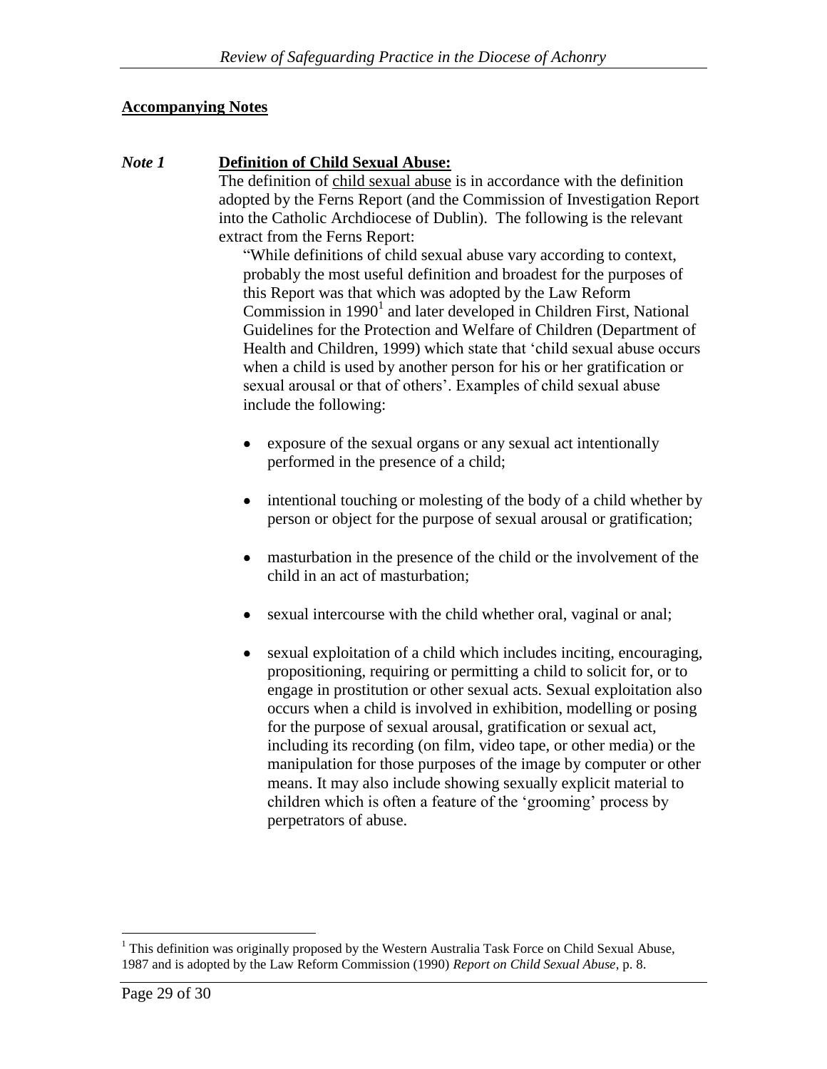**Accompanying Notes**

***Note 1*** **Definition of Child Sexual Abuse:**

The definition of child sexual abuse is in accordance with the definition adopted by the Ferns Report (and the Commission of Investigation Report into the Catholic Archdiocese of Dublin). The following is the relevant extract from the Ferns Report:

> "While definitions of child sexual abuse vary according to context, probably the most useful definition and broadest for the purposes of this Report was that which was adopted by the Law Reform Commission in 1990[1] and later developed in Children First, National Guidelines for the Protection and Welfare of Children (Department of Health and Children, 1999) which state that 'child sexual abuse occurs when a child is used by another person for his or her gratification or sexual arousal or that of others'. Examples of child sexual abuse include the following:
>
> - exposure of the sexual organs or any sexual act intentionally performed in the presence of a child;
> - intentional touching or molesting of the body of a child whether by person or object for the purpose of sexual arousal or gratification;
> - masturbation in the presence of the child or the involvement of the child in an act of masturbation;
> - sexual intercourse with the child whether oral, vaginal or anal;
> - sexual exploitation of a child which includes inciting, encouraging, propositioning, requiring or permitting a child to solicit for, or to engage in prostitution or other sexual acts. Sexual exploitation also occurs when a child is involved in exhibition, modelling or posing for the purpose of sexual arousal, gratification or sexual act, including its recording (on film, video tape, or other media) or the manipulation for those purposes of the image by computer or other means. It may also include showing sexually explicit material to children which is often a feature of the 'grooming' process by perpetrators of abuse.

---

[1] This definition was originally proposed by the Western Australia Task Force on Child Sexual Abuse, 1987 and is adopted by the Law Reform Commission (1990) *Report on Child Sexual Abuse*, p. 8.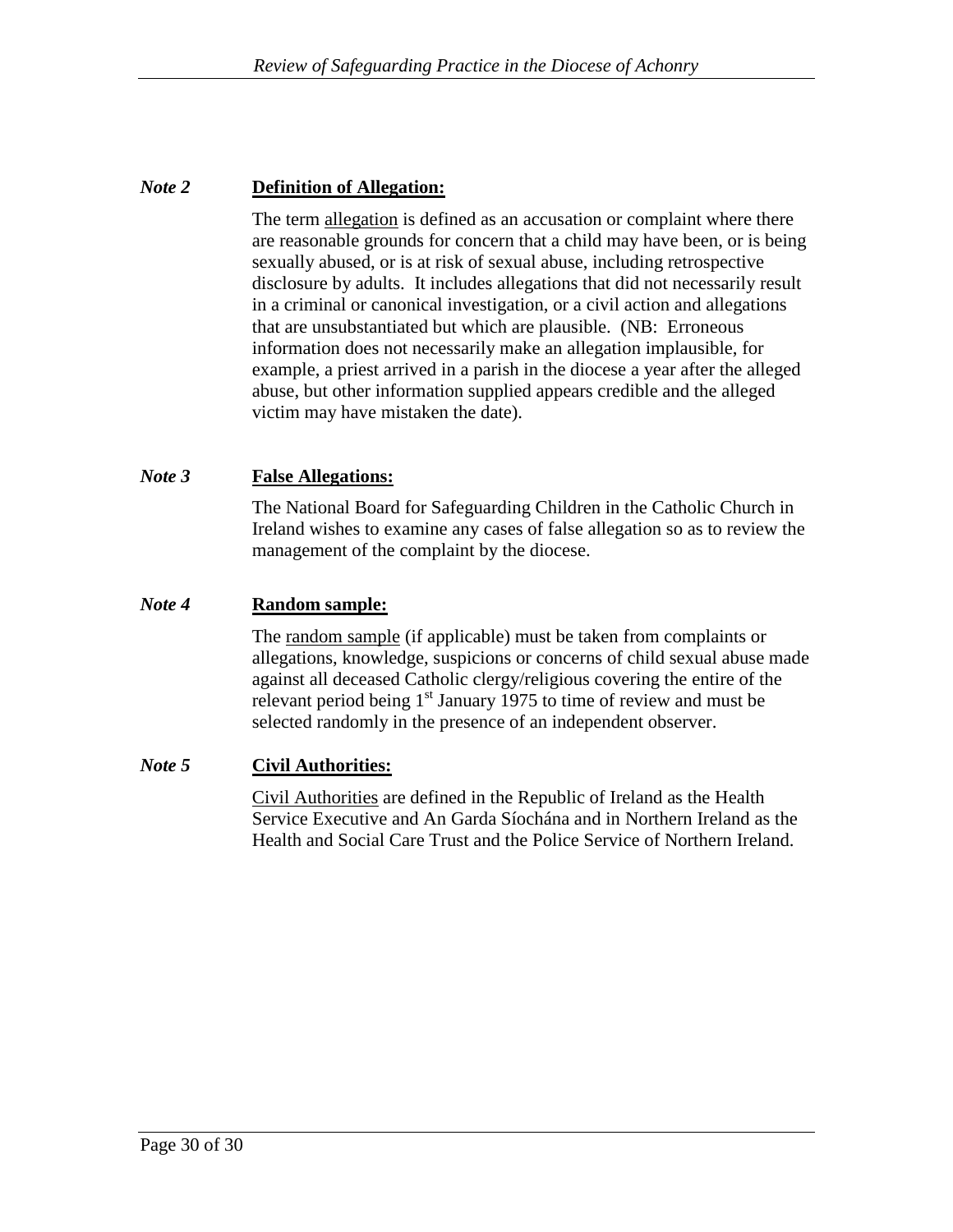*Note 2* **Definition of Allegation:**

The term allegation is defined as an accusation or complaint where there are reasonable grounds for concern that a child may have been, or is being sexually abused, or is at risk of sexual abuse, including retrospective disclosure by adults. It includes allegations that did not necessarily result in a criminal or canonical investigation, or a civil action and allegations that are unsubstantiated but which are plausible. (NB: Erroneous information does not necessarily make an allegation implausible, for example, a priest arrived in a parish in the diocese a year after the alleged abuse, but other information supplied appears credible and the alleged victim may have mistaken the date).

*Note 3* **False Allegations:**

The National Board for Safeguarding Children in the Catholic Church in Ireland wishes to examine any cases of false allegation so as to review the management of the complaint by the diocese.

*Note 4* **Random sample:**

The random sample (if applicable) must be taken from complaints or allegations, knowledge, suspicions or concerns of child sexual abuse made against all deceased Catholic clergy/religious covering the entire of the relevant period being 1st January 1975 to time of review and must be selected randomly in the presence of an independent observer.

*Note 5* **Civil Authorities:**

Civil Authorities are defined in the Republic of Ireland as the Health Service Executive and An Garda Síochána and in Northern Ireland as the Health and Social Care Trust and the Police Service of Northern Ireland.